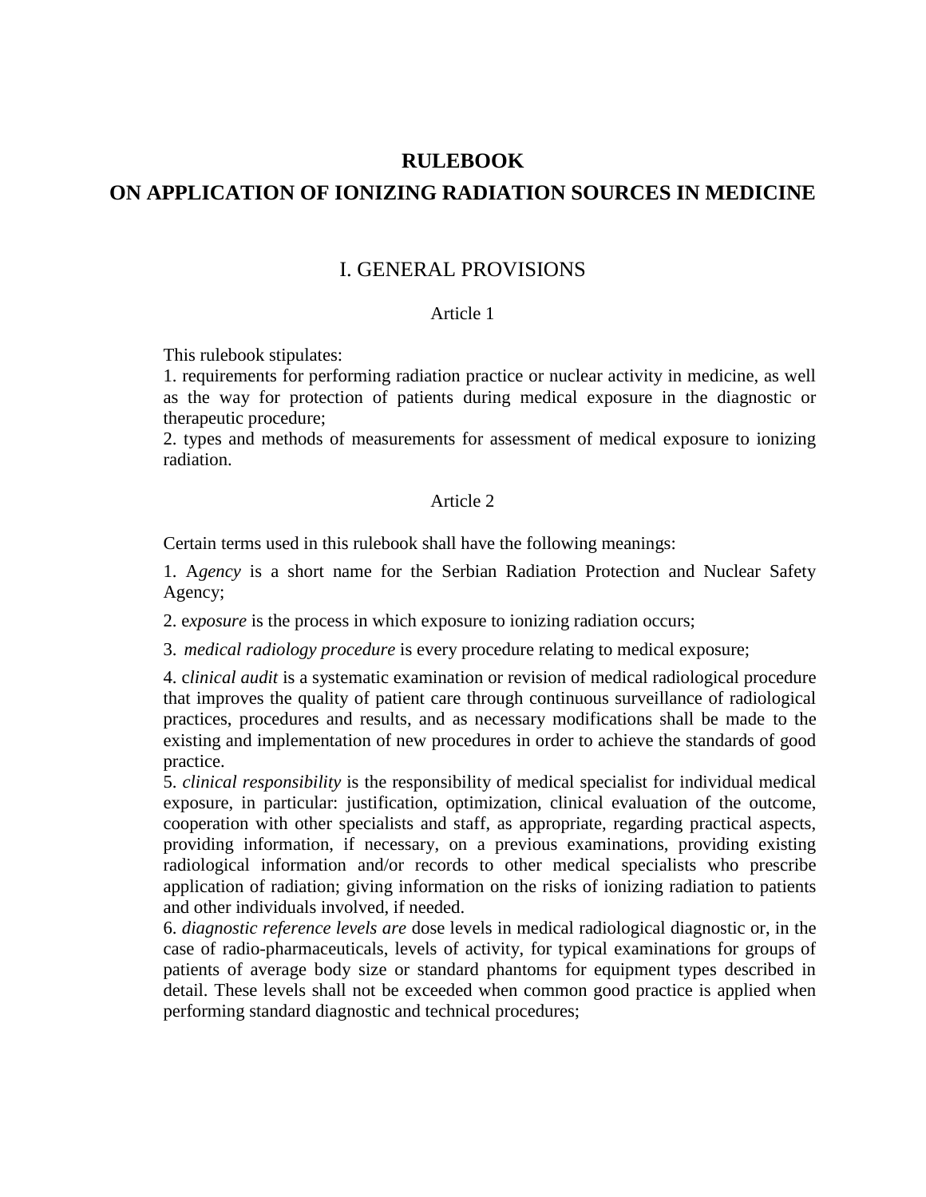# RULEBOOK
# ON APPLICATION OF IONIZING RADIATION SOURCES IN MEDICINE

## I. GENERAL PROVISIONS

### Article 1

This rulebook stipulates:
1. requirements for performing radiation practice or nuclear activity in medicine, as well as the way for protection of patients during medical exposure in the diagnostic or therapeutic procedure;
2. types and methods of measurements for assessment of medical exposure to ionizing radiation.

### Article 2

Certain terms used in this rulebook shall have the following meanings:

1. A*gency* is a short name for the Serbian Radiation Protection and Nuclear Safety Agency;

2. e*xposure* is the process in which exposure to ionizing radiation occurs;

3. *medical radiology procedure* is every procedure relating to medical exposure;

4. c*linical audit* is a systematic examination or revision of medical radiological procedure that improves the quality of patient care through continuous surveillance of radiological practices, procedures and results, and as necessary modifications shall be made to the existing and implementation of new procedures in order to achieve the standards of good practice.
5. *clinical responsibility* is the responsibility of medical specialist for individual medical exposure, in particular: justification, optimization, clinical evaluation of the outcome, cooperation with other specialists and staff, as appropriate, regarding practical aspects, providing information, if necessary, on a previous examinations, providing existing radiological information and/or records to other medical specialists who prescribe application of radiation; giving information on the risks of ionizing radiation to patients and other individuals involved, if needed.
6. *diagnostic reference levels are* dose levels in medical radiological diagnostic or, in the case of radio-pharmaceuticals, levels of activity, for typical examinations for groups of patients of average body size or standard phantoms for equipment types described in detail. These levels shall not be exceeded when common good practice is applied when performing standard diagnostic and technical procedures;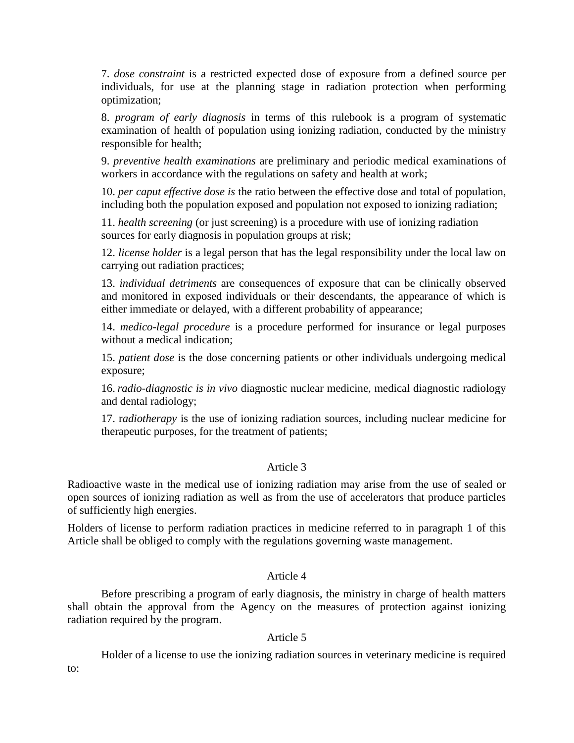7. *dose constraint* is a restricted expected dose of exposure from a defined source per individuals, for use at the planning stage in radiation protection when performing optimization;

8. *program of early diagnosis* in terms of this rulebook is a program of systematic examination of health of population using ionizing radiation, conducted by the ministry responsible for health;

9. *preventive health examinations* are preliminary and periodic medical examinations of workers in accordance with the regulations on safety and health at work;

10. *per caput effective dose is* the ratio between the effective dose and total of population, including both the population exposed and population not exposed to ionizing radiation;

11. *health screening* (or just screening) is a procedure with use of ionizing radiation sources for early diagnosis in population groups at risk;

12. *license holder* is a legal person that has the legal responsibility under the local law on carrying out radiation practices;

13. *individual detriments* are consequences of exposure that can be clinically observed and monitored in exposed individuals or their descendants, the appearance of which is either immediate or delayed, with a different probability of appearance;

14. *medico-legal procedure* is a procedure performed for insurance or legal purposes without a medical indication;

15. *patient dose* is the dose concerning patients or other individuals undergoing medical exposure;

16. *radio-diagnostic is in vivo* diagnostic nuclear medicine, medical diagnostic radiology and dental radiology;

17. r*adiotherapy* is the use of ionizing radiation sources, including nuclear medicine for therapeutic purposes, for the treatment of patients;

Article 3

Radioactive waste in the medical use of ionizing radiation may arise from the use of sealed or open sources of ionizing radiation as well as from the use of accelerators that produce particles of sufficiently high energies.

Holders of license to perform radiation practices in medicine referred to in paragraph 1 of this Article shall be obliged to comply with the regulations governing waste management.

Article 4

Before prescribing a program of early diagnosis, the ministry in charge of health matters shall obtain the approval from the Agency on the measures of protection against ionizing radiation required by the program.

Article 5

Holder of a license to use the ionizing radiation sources in veterinary medicine is required to: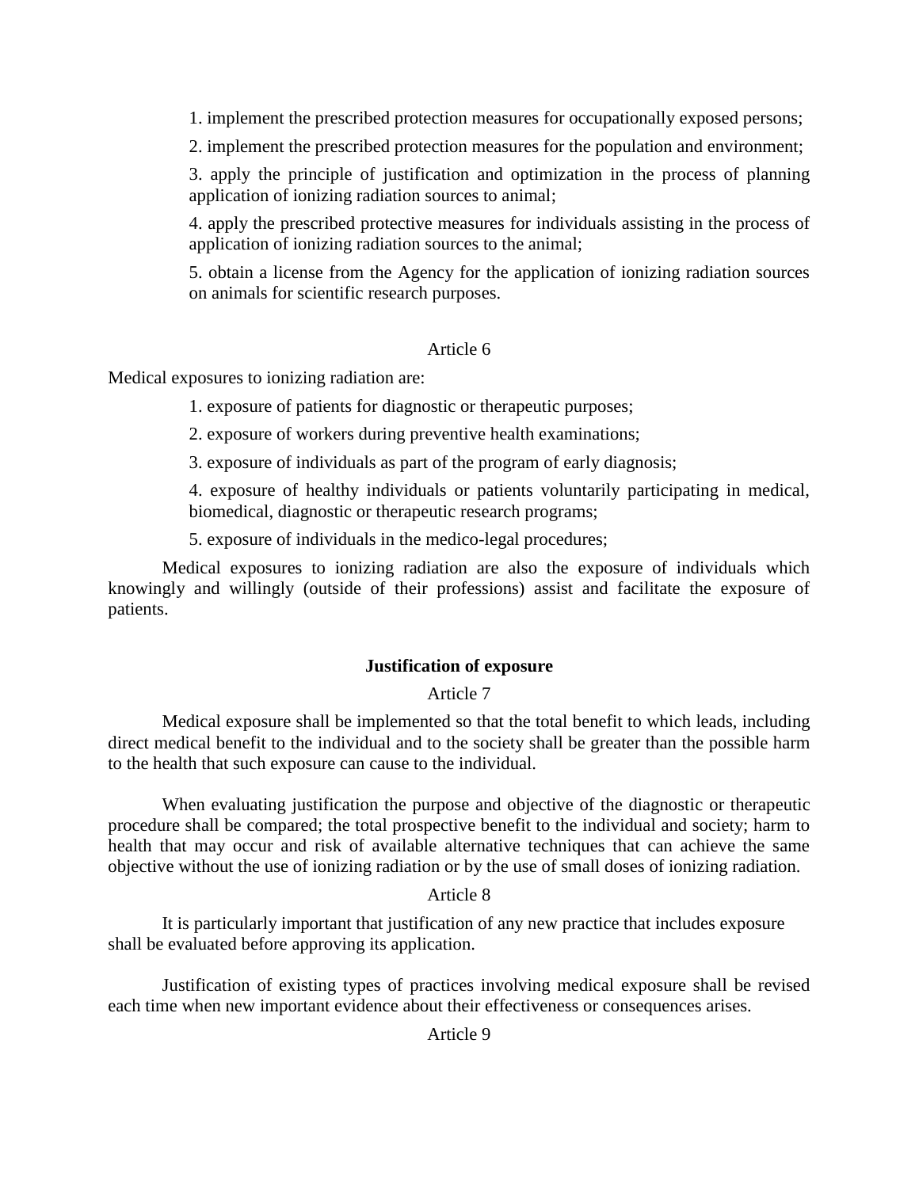1. implement the prescribed protection measures for occupationally exposed persons;

2. implement the prescribed protection measures for the population and environment;

3. apply the principle of justification and optimization in the process of planning application of ionizing radiation sources to animal;

4. apply the prescribed protective measures for individuals assisting in the process of application of ionizing radiation sources to the animal;

5. obtain a license from the Agency for the application of ionizing radiation sources on animals for scientific research purposes.

Article 6

Medical exposures to ionizing radiation are:

1. exposure of patients for diagnostic or therapeutic purposes;

2. exposure of workers during preventive health examinations;

3. exposure of individuals as part of the program of early diagnosis;

4. exposure of healthy individuals or patients voluntarily participating in medical, biomedical, diagnostic or therapeutic research programs;

5. exposure of individuals in the medico-legal procedures;

Medical exposures to ionizing radiation are also the exposure of individuals which knowingly and willingly (outside of their professions) assist and facilitate the exposure of patients.

**Justification of exposure**

Article 7

Medical exposure shall be implemented so that the total benefit to which leads, including direct medical benefit to the individual and to the society shall be greater than the possible harm to the health that such exposure can cause to the individual.

When evaluating justification the purpose and objective of the diagnostic or therapeutic procedure shall be compared; the total prospective benefit to the individual and society; harm to health that may occur and risk of available alternative techniques that can achieve the same objective without the use of ionizing radiation or by the use of small doses of ionizing radiation.

Article 8

It is particularly important that justification of any new practice that includes exposure shall be evaluated before approving its application.

Justification of existing types of practices involving medical exposure shall be revised each time when new important evidence about their effectiveness or consequences arises.

Article 9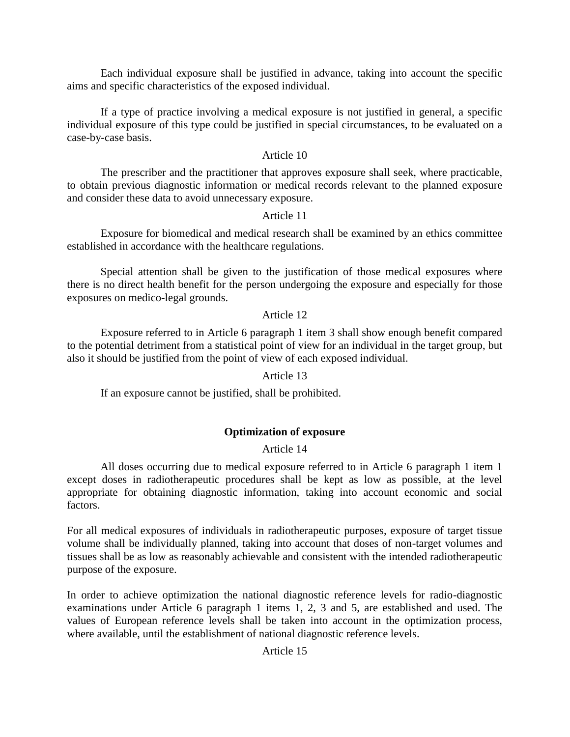Each individual exposure shall be justified in advance, taking into account the specific aims and specific characteristics of the exposed individual.

If a type of practice involving a medical exposure is not justified in general, a specific individual exposure of this type could be justified in special circumstances, to be evaluated on a case-by-case basis.

Article 10

The prescriber and the practitioner that approves exposure shall seek, where practicable, to obtain previous diagnostic information or medical records relevant to the planned exposure and consider these data to avoid unnecessary exposure.

Article 11

Exposure for biomedical and medical research shall be examined by an ethics committee established in accordance with the healthcare regulations.

Special attention shall be given to the justification of those medical exposures where there is no direct health benefit for the person undergoing the exposure and especially for those exposures on medico-legal grounds.

Article 12

Exposure referred to in Article 6 paragraph 1 item 3 shall show enough benefit compared to the potential detriment from a statistical point of view for an individual in the target group, but also it should be justified from the point of view of each exposed individual.

Article 13

If an exposure cannot be justified, shall be prohibited.

**Optimization of exposure**

Article 14

All doses occurring due to medical exposure referred to in Article 6 paragraph 1 item 1 except doses in radiotherapeutic procedures shall be kept as low as possible, at the level appropriate for obtaining diagnostic information, taking into account economic and social factors.

For all medical exposures of individuals in radiotherapeutic purposes, exposure of target tissue volume shall be individually planned, taking into account that doses of non-target volumes and tissues shall be as low as reasonably achievable and consistent with the intended radiotherapeutic purpose of the exposure.

In order to achieve optimization the national diagnostic reference levels for radio-diagnostic examinations under Article 6 paragraph 1 items 1, 2, 3 and 5, are established and used. The values of European reference levels shall be taken into account in the optimization process, where available, until the establishment of national diagnostic reference levels.

Article 15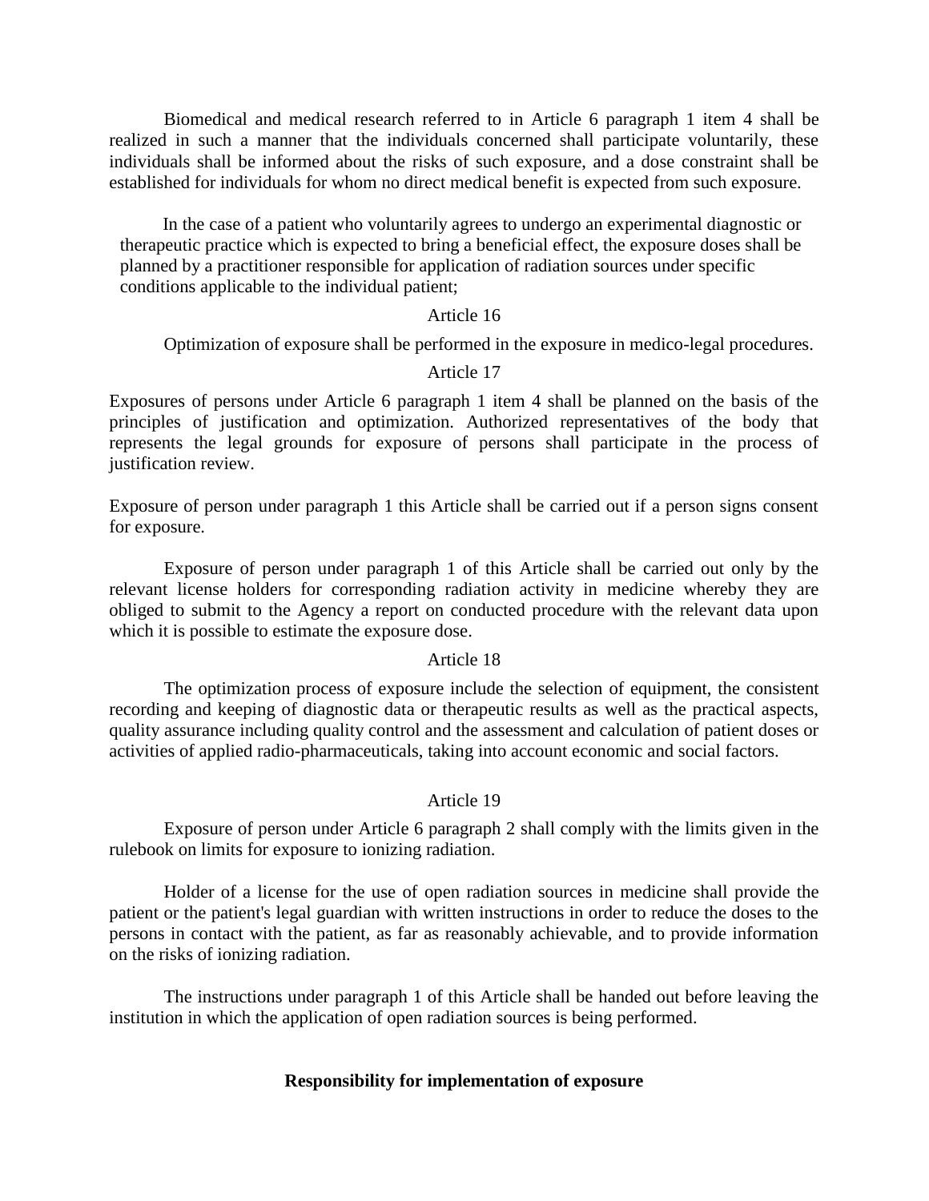Biomedical and medical research referred to in Article 6 paragraph 1 item 4 shall be realized in such a manner that the individuals concerned shall participate voluntarily, these individuals shall be informed about the risks of such exposure, and a dose constraint shall be established for individuals for whom no direct medical benefit is expected from such exposure.

In the case of a patient who voluntarily agrees to undergo an experimental diagnostic or therapeutic practice which is expected to bring a beneficial effect, the exposure doses shall be planned by a practitioner responsible for application of radiation sources under specific conditions applicable to the individual patient;

Article 16

Optimization of exposure shall be performed in the exposure in medico-legal procedures.

Article 17

Exposures of persons under Article 6 paragraph 1 item 4 shall be planned on the basis of the principles of justification and optimization. Authorized representatives of the body that represents the legal grounds for exposure of persons shall participate in the process of justification review.

Exposure of person under paragraph 1 this Article shall be carried out if a person signs consent for exposure.

Exposure of person under paragraph 1 of this Article shall be carried out only by the relevant license holders for corresponding radiation activity in medicine whereby they are obliged to submit to the Agency a report on conducted procedure with the relevant data upon which it is possible to estimate the exposure dose.

Article 18

The optimization process of exposure include the selection of equipment, the consistent recording and keeping of diagnostic data or therapeutic results as well as the practical aspects, quality assurance including quality control and the assessment and calculation of patient doses or activities of applied radio-pharmaceuticals, taking into account economic and social factors.

Article 19

Exposure of person under Article 6 paragraph 2 shall comply with the limits given in the rulebook on limits for exposure to ionizing radiation.

Holder of a license for the use of open radiation sources in medicine shall provide the patient or the patient's legal guardian with written instructions in order to reduce the doses to the persons in contact with the patient, as far as reasonably achievable, and to provide information on the risks of ionizing radiation.

The instructions under paragraph 1 of this Article shall be handed out before leaving the institution in which the application of open radiation sources is being performed.

**Responsibility for implementation of exposure**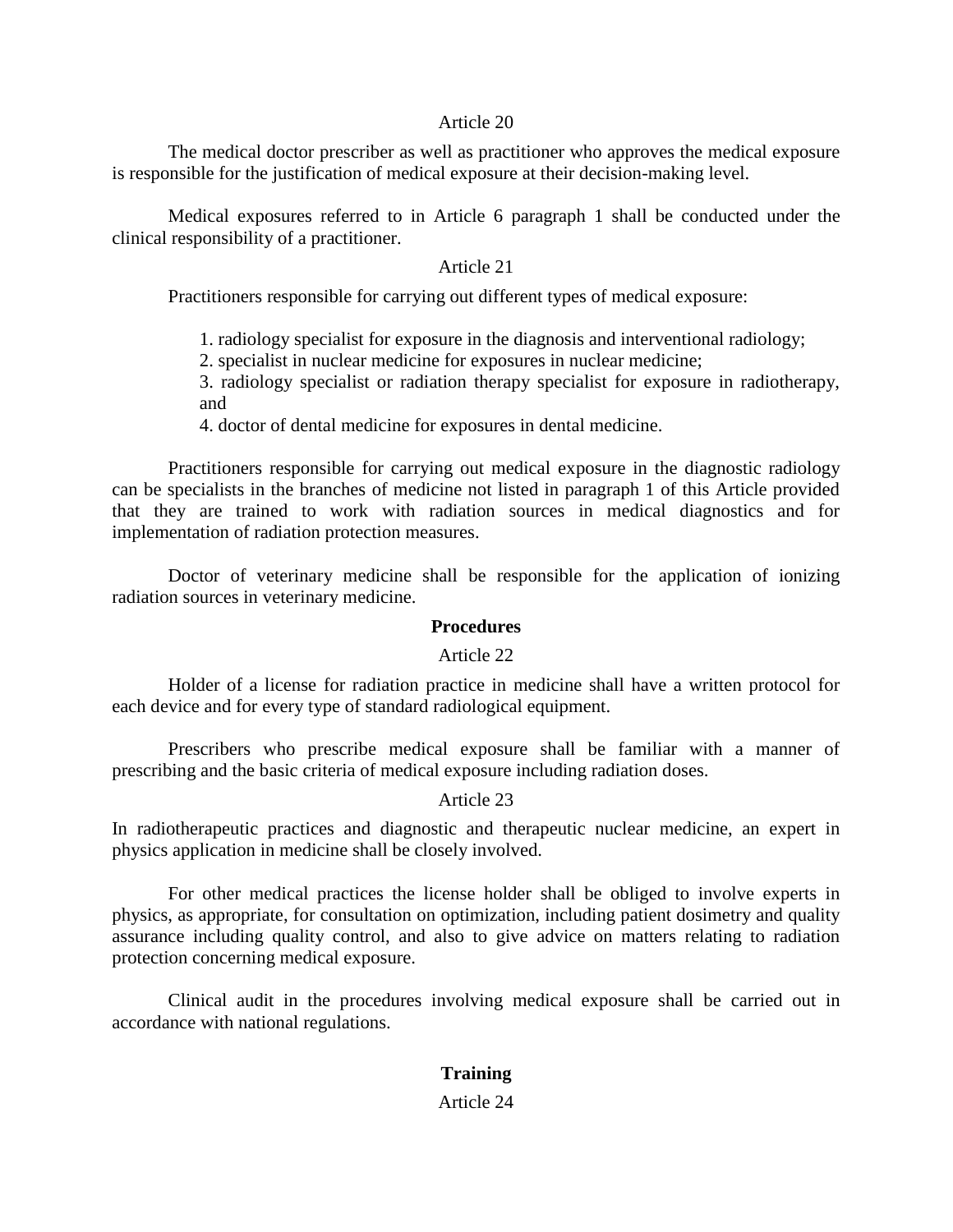Article 20

The medical doctor prescriber as well as practitioner who approves the medical exposure is responsible for the justification of medical exposure at their decision-making level.

Medical exposures referred to in Article 6 paragraph 1 shall be conducted under the clinical responsibility of a practitioner.

Article 21

Practitioners responsible for carrying out different types of medical exposure:

1. radiology specialist for exposure in the diagnosis and interventional radiology;
2. specialist in nuclear medicine for exposures in nuclear medicine;
3. radiology specialist or radiation therapy specialist for exposure in radiotherapy, and
4. doctor of dental medicine for exposures in dental medicine.

Practitioners responsible for carrying out medical exposure in the diagnostic radiology can be specialists in the branches of medicine not listed in paragraph 1 of this Article provided that they are trained to work with radiation sources in medical diagnostics and for implementation of radiation protection measures.

Doctor of veterinary medicine shall be responsible for the application of ionizing radiation sources in veterinary medicine.

**Procedures**

Article 22

Holder of a license for radiation practice in medicine shall have a written protocol for each device and for every type of standard radiological equipment.

Prescribers who prescribe medical exposure shall be familiar with a manner of prescribing and the basic criteria of medical exposure including radiation doses.

Article 23

In radiotherapeutic practices and diagnostic and therapeutic nuclear medicine, an expert in physics application in medicine shall be closely involved.

For other medical practices the license holder shall be obliged to involve experts in physics, as appropriate, for consultation on optimization, including patient dosimetry and quality assurance including quality control, and also to give advice on matters relating to radiation protection concerning medical exposure.

Clinical audit in the procedures involving medical exposure shall be carried out in accordance with national regulations.

**Training**

Article 24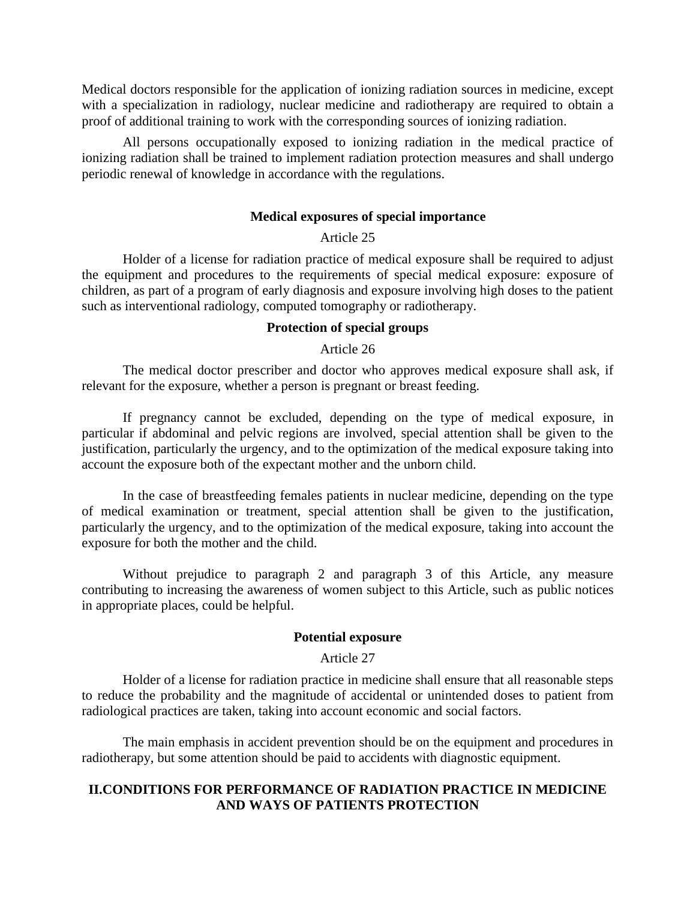Medical doctors responsible for the application of ionizing radiation sources in medicine, except with a specialization in radiology, nuclear medicine and radiotherapy are required to obtain a proof of additional training to work with the corresponding sources of ionizing radiation.

All persons occupationally exposed to ionizing radiation in the medical practice of ionizing radiation shall be trained to implement radiation protection measures and shall undergo periodic renewal of knowledge in accordance with the regulations.

**Medical exposures of special importance**

Article 25

Holder of a license for radiation practice of medical exposure shall be required to adjust the equipment and procedures to the requirements of special medical exposure: exposure of children, as part of a program of early diagnosis and exposure involving high doses to the patient such as interventional radiology, computed tomography or radiotherapy.

**Protection of special groups**

Article 26

The medical doctor prescriber and doctor who approves medical exposure shall ask, if relevant for the exposure, whether a person is pregnant or breast feeding.

If pregnancy cannot be excluded, depending on the type of medical exposure, in particular if abdominal and pelvic regions are involved, special attention shall be given to the justification, particularly the urgency, and to the optimization of the medical exposure taking into account the exposure both of the expectant mother and the unborn child.

In the case of breastfeeding females patients in nuclear medicine, depending on the type of medical examination or treatment, special attention shall be given to the justification, particularly the urgency, and to the optimization of the medical exposure, taking into account the exposure for both the mother and the child.

Without prejudice to paragraph 2 and paragraph 3 of this Article, any measure contributing to increasing the awareness of women subject to this Article, such as public notices in appropriate places, could be helpful.

**Potential exposure**

Article 27

Holder of a license for radiation practice in medicine shall ensure that all reasonable steps to reduce the probability and the magnitude of accidental or unintended doses to patient from radiological practices are taken, taking into account economic and social factors.

The main emphasis in accident prevention should be on the equipment and procedures in radiotherapy, but some attention should be paid to accidents with diagnostic equipment.

## II.CONDITIONS FOR PERFORMANCE OF RADIATION PRACTICE IN MEDICINE AND WAYS OF PATIENTS PROTECTION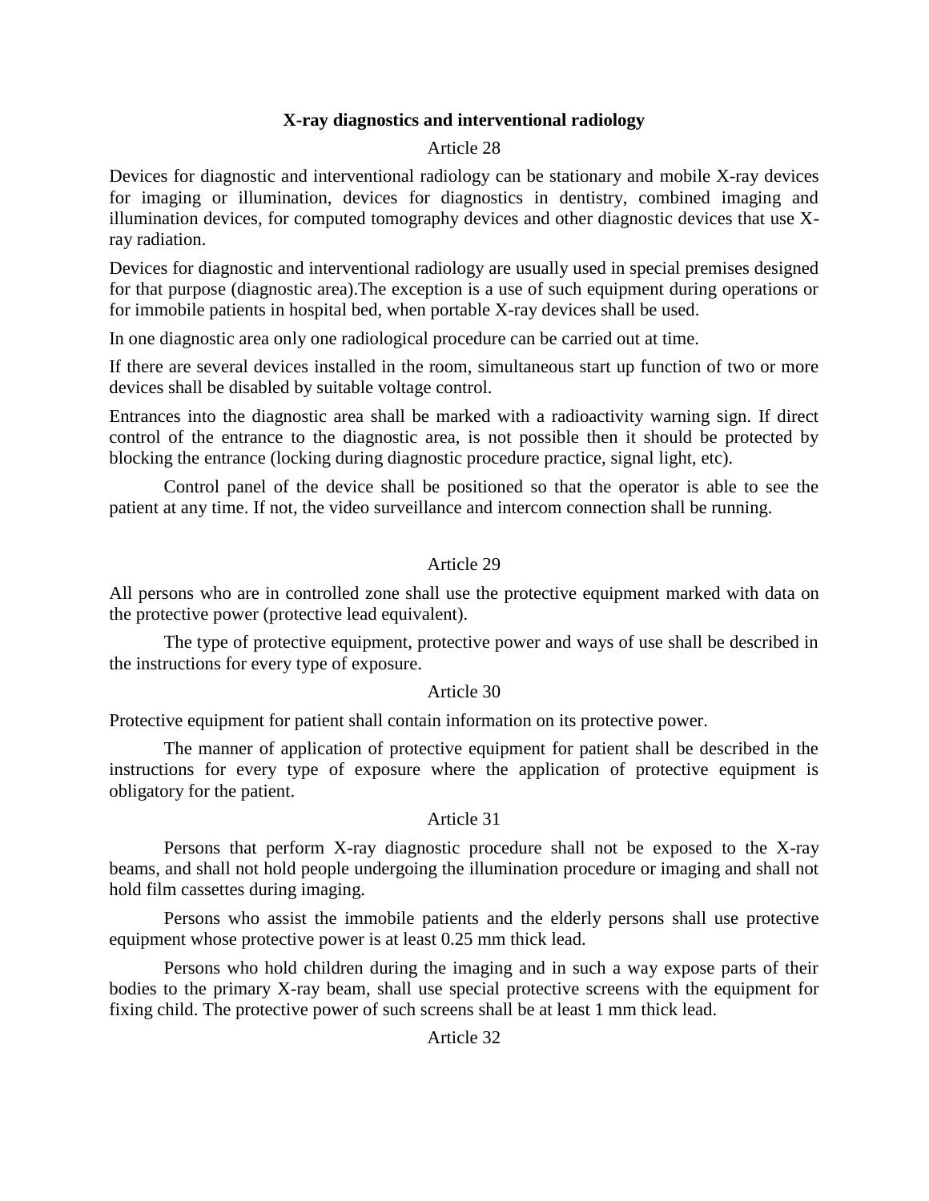### X-ray diagnostics and interventional radiology

Article 28

Devices for diagnostic and interventional radiology can be stationary and mobile X-ray devices for imaging or illumination, devices for diagnostics in dentistry, combined imaging and illumination devices, for computed tomography devices and other diagnostic devices that use X-ray radiation.

Devices for diagnostic and interventional radiology are usually used in special premises designed for that purpose (diagnostic area).The exception is a use of such equipment during operations or for immobile patients in hospital bed, when portable X-ray devices shall be used.

In one diagnostic area only one radiological procedure can be carried out at time.

If there are several devices installed in the room, simultaneous start up function of two or more devices shall be disabled by suitable voltage control.

Entrances into the diagnostic area shall be marked with a radioactivity warning sign. If direct control of the entrance to the diagnostic area, is not possible then it should be protected by blocking the entrance (locking during diagnostic procedure practice, signal light, etc).

Control panel of the device shall be positioned so that the operator is able to see the patient at any time. If not, the video surveillance and intercom connection shall be running.

Article 29

All persons who are in controlled zone shall use the protective equipment marked with data on the protective power (protective lead equivalent).

The type of protective equipment, protective power and ways of use shall be described in the instructions for every type of exposure.

Article 30

Protective equipment for patient shall contain information on its protective power.

The manner of application of protective equipment for patient shall be described in the instructions for every type of exposure where the application of protective equipment is obligatory for the patient.

Article 31

Persons that perform X-ray diagnostic procedure shall not be exposed to the X-ray beams, and shall not hold people undergoing the illumination procedure or imaging and shall not hold film cassettes during imaging.

Persons who assist the immobile patients and the elderly persons shall use protective equipment whose protective power is at least 0.25 mm thick lead.

Persons who hold children during the imaging and in such a way expose parts of their bodies to the primary X-ray beam, shall use special protective screens with the equipment for fixing child. The protective power of such screens shall be at least 1 mm thick lead.

Article 32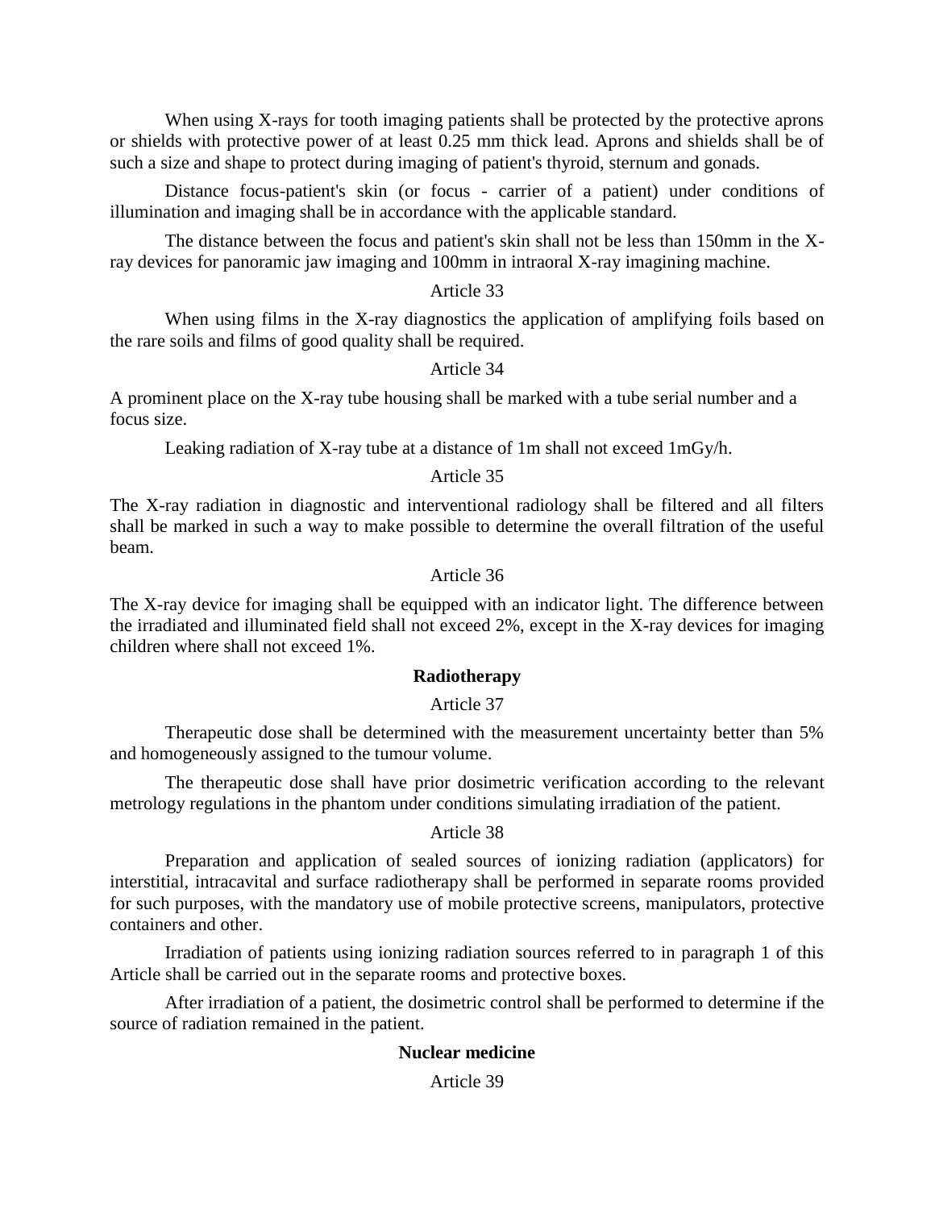When using X-rays for tooth imaging patients shall be protected by the protective aprons or shields with protective power of at least 0.25 mm thick lead. Aprons and shields shall be of such a size and shape to protect during imaging of patient's thyroid, sternum and gonads.

Distance focus-patient's skin (or focus - carrier of a patient) under conditions of illumination and imaging shall be in accordance with the applicable standard.

The distance between the focus and patient's skin shall not be less than 150mm in the X-ray devices for panoramic jaw imaging and 100mm in intraoral X-ray imagining machine.

Article 33

When using films in the X-ray diagnostics the application of amplifying foils based on the rare soils and films of good quality shall be required.

Article 34

A prominent place on the X-ray tube housing shall be marked with a tube serial number and a focus size.

Leaking radiation of X-ray tube at a distance of 1m shall not exceed 1mGy/h.

Article 35

The X-ray radiation in diagnostic and interventional radiology shall be filtered and all filters shall be marked in such a way to make possible to determine the overall filtration of the useful beam.

Article 36

The X-ray device for imaging shall be equipped with an indicator light. The difference between the irradiated and illuminated field shall not exceed 2%, except in the X-ray devices for imaging children where shall not exceed 1%.

## Radiotherapy

Article 37

Therapeutic dose shall be determined with the measurement uncertainty better than 5% and homogeneously assigned to the tumour volume.

The therapeutic dose shall have prior dosimetric verification according to the relevant metrology regulations in the phantom under conditions simulating irradiation of the patient.

Article 38

Preparation and application of sealed sources of ionizing radiation (applicators) for interstitial, intracavital and surface radiotherapy shall be performed in separate rooms provided for such purposes, with the mandatory use of mobile protective screens, manipulators, protective containers and other.

Irradiation of patients using ionizing radiation sources referred to in paragraph 1 of this Article shall be carried out in the separate rooms and protective boxes.

After irradiation of a patient, the dosimetric control shall be performed to determine if the source of radiation remained in the patient.

## Nuclear medicine

Article 39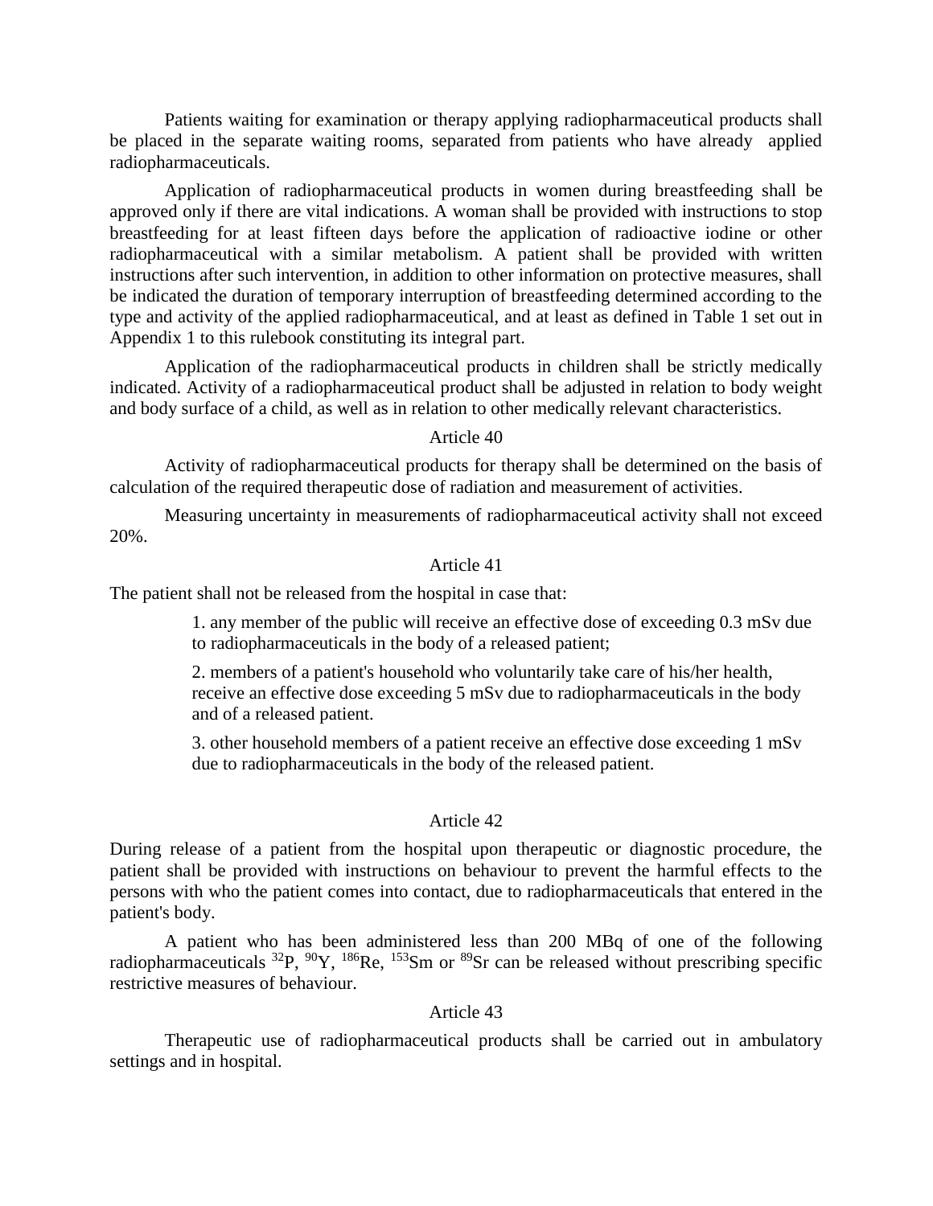Patients waiting for examination or therapy applying radiopharmaceutical products shall be placed in the separate waiting rooms, separated from patients who have already applied radiopharmaceuticals.

Application of radiopharmaceutical products in women during breastfeeding shall be approved only if there are vital indications. A woman shall be provided with instructions to stop breastfeeding for at least fifteen days before the application of radioactive iodine or other radiopharmaceutical with a similar metabolism. A patient shall be provided with written instructions after such intervention, in addition to other information on protective measures, shall be indicated the duration of temporary interruption of breastfeeding determined according to the type and activity of the applied radiopharmaceutical, and at least as defined in Table 1 set out in Appendix 1 to this rulebook constituting its integral part.

Application of the radiopharmaceutical products in children shall be strictly medically indicated. Activity of a radiopharmaceutical product shall be adjusted in relation to body weight and body surface of a child, as well as in relation to other medically relevant characteristics.

Article 40

Activity of radiopharmaceutical products for therapy shall be determined on the basis of calculation of the required therapeutic dose of radiation and measurement of activities.

Measuring uncertainty in measurements of radiopharmaceutical activity shall not exceed 20%.

Article 41

The patient shall not be released from the hospital in case that:

1. any member of the public will receive an effective dose of exceeding 0.3 mSv due to radiopharmaceuticals in the body of a released patient;

2. members of a patient's household who voluntarily take care of his/her health, receive an effective dose exceeding 5 mSv due to radiopharmaceuticals in the body and of a released patient.

3. other household members of a patient receive an effective dose exceeding 1 mSv due to radiopharmaceuticals in the body of the released patient.

Article 42

During release of a patient from the hospital upon therapeutic or diagnostic procedure, the patient shall be provided with instructions on behaviour to prevent the harmful effects to the persons with who the patient comes into contact, due to radiopharmaceuticals that entered in the patient's body.

A patient who has been administered less than 200 MBq of one of the following radiopharmaceuticals $^{32}P$, $^{90}Y$, $^{186}Re$, $^{153}Sm$ or $^{89}Sr$ can be released without prescribing specific restrictive measures of behaviour.

Article 43

Therapeutic use of radiopharmaceutical products shall be carried out in ambulatory settings and in hospital.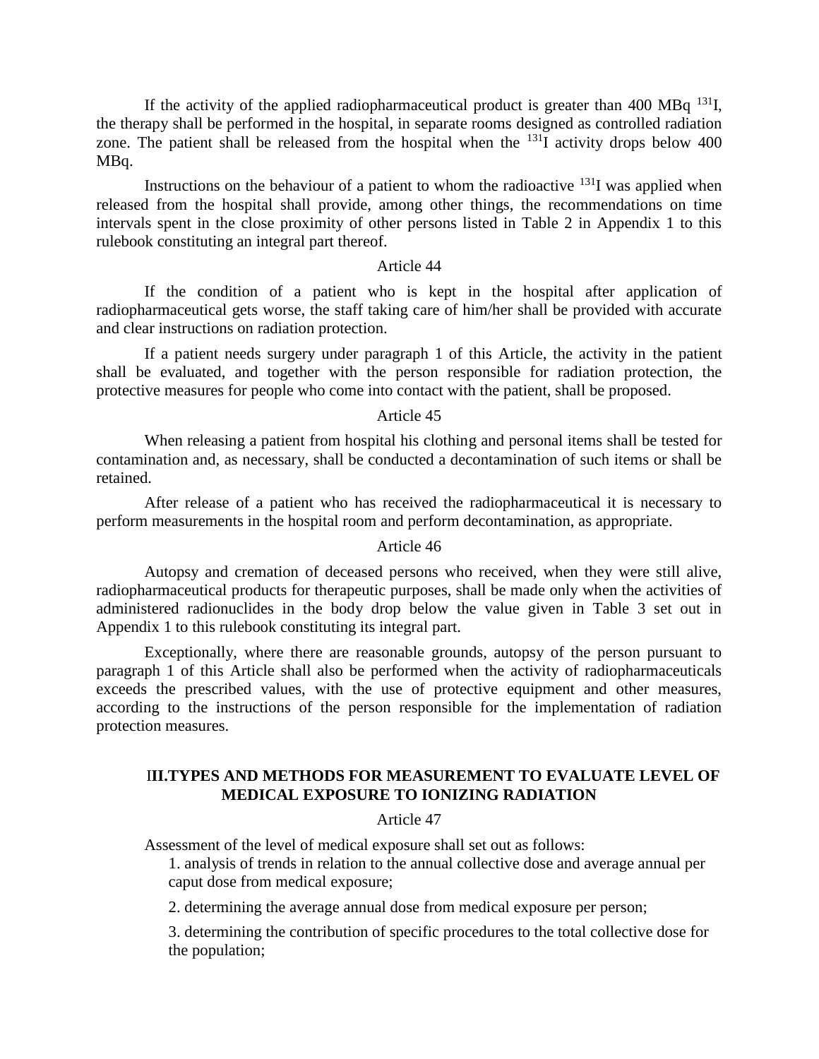If the activity of the applied radiopharmaceutical product is greater than 400 MBq $^{131}I$, the therapy shall be performed in the hospital, in separate rooms designed as controlled radiation zone. The patient shall be released from the hospital when the $^{131}I$ activity drops below 400 MBq.

Instructions on the behaviour of a patient to whom the radioactive $^{131}I$ was applied when released from the hospital shall provide, among other things, the recommendations on time intervals spent in the close proximity of other persons listed in Table 2 in Appendix 1 to this rulebook constituting an integral part thereof.

Article 44

If the condition of a patient who is kept in the hospital after application of radiopharmaceutical gets worse, the staff taking care of him/her shall be provided with accurate and clear instructions on radiation protection.

If a patient needs surgery under paragraph 1 of this Article, the activity in the patient shall be evaluated, and together with the person responsible for radiation protection, the protective measures for people who come into contact with the patient, shall be proposed.

Article 45

When releasing a patient from hospital his clothing and personal items shall be tested for contamination and, as necessary, shall be conducted a decontamination of such items or shall be retained.

After release of a patient who has received the radiopharmaceutical it is necessary to perform measurements in the hospital room and perform decontamination, as appropriate.

Article 46

Autopsy and cremation of deceased persons who received, when they were still alive, radiopharmaceutical products for therapeutic purposes, shall be made only when the activities of administered radionuclides in the body drop below the value given in Table 3 set out in Appendix 1 to this rulebook constituting its integral part.

Exceptionally, where there are reasonable grounds, autopsy of the person pursuant to paragraph 1 of this Article shall also be performed when the activity of radiopharmaceuticals exceeds the prescribed values, with the use of protective equipment and other measures, according to the instructions of the person responsible for the implementation of radiation protection measures.

## III.TYPES AND METHODS FOR MEASUREMENT TO EVALUATE LEVEL OF MEDICAL EXPOSURE TO IONIZING RADIATION

Article 47

Assessment of the level of medical exposure shall set out as follows:

1. analysis of trends in relation to the annual collective dose and average annual per caput dose from medical exposure;
2. determining the average annual dose from medical exposure per person;
3. determining the contribution of specific procedures to the total collective dose for the population;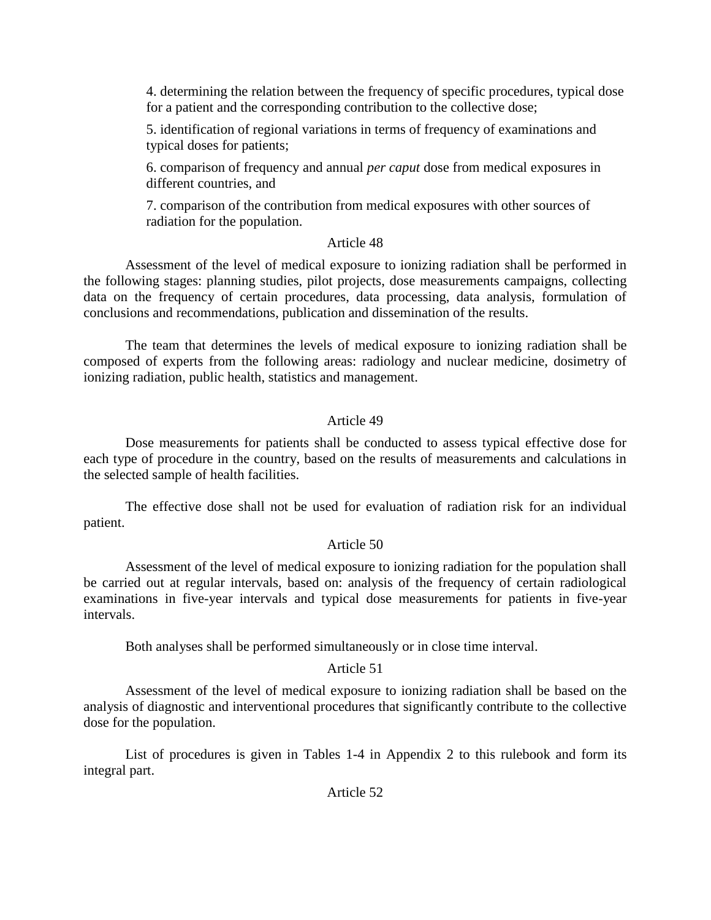4. determining the relation between the frequency of specific procedures, typical dose for a patient and the corresponding contribution to the collective dose;

5. identification of regional variations in terms of frequency of examinations and typical doses for patients;

6. comparison of frequency and annual *per caput* dose from medical exposures in different countries, and

7. comparison of the contribution from medical exposures with other sources of radiation for the population.

Article 48

Assessment of the level of medical exposure to ionizing radiation shall be performed in the following stages: planning studies, pilot projects, dose measurements campaigns, collecting data on the frequency of certain procedures, data processing, data analysis, formulation of conclusions and recommendations, publication and dissemination of the results.

The team that determines the levels of medical exposure to ionizing radiation shall be composed of experts from the following areas: radiology and nuclear medicine, dosimetry of ionizing radiation, public health, statistics and management.

Article 49

Dose measurements for patients shall be conducted to assess typical effective dose for each type of procedure in the country, based on the results of measurements and calculations in the selected sample of health facilities.

The effective dose shall not be used for evaluation of radiation risk for an individual patient.

Article 50

Assessment of the level of medical exposure to ionizing radiation for the population shall be carried out at regular intervals, based on: analysis of the frequency of certain radiological examinations in five-year intervals and typical dose measurements for patients in five-year intervals.

Both analyses shall be performed simultaneously or in close time interval.

Article 51

Assessment of the level of medical exposure to ionizing radiation shall be based on the analysis of diagnostic and interventional procedures that significantly contribute to the collective dose for the population.

List of procedures is given in Tables 1-4 in Appendix 2 to this rulebook and form its integral part.

Article 52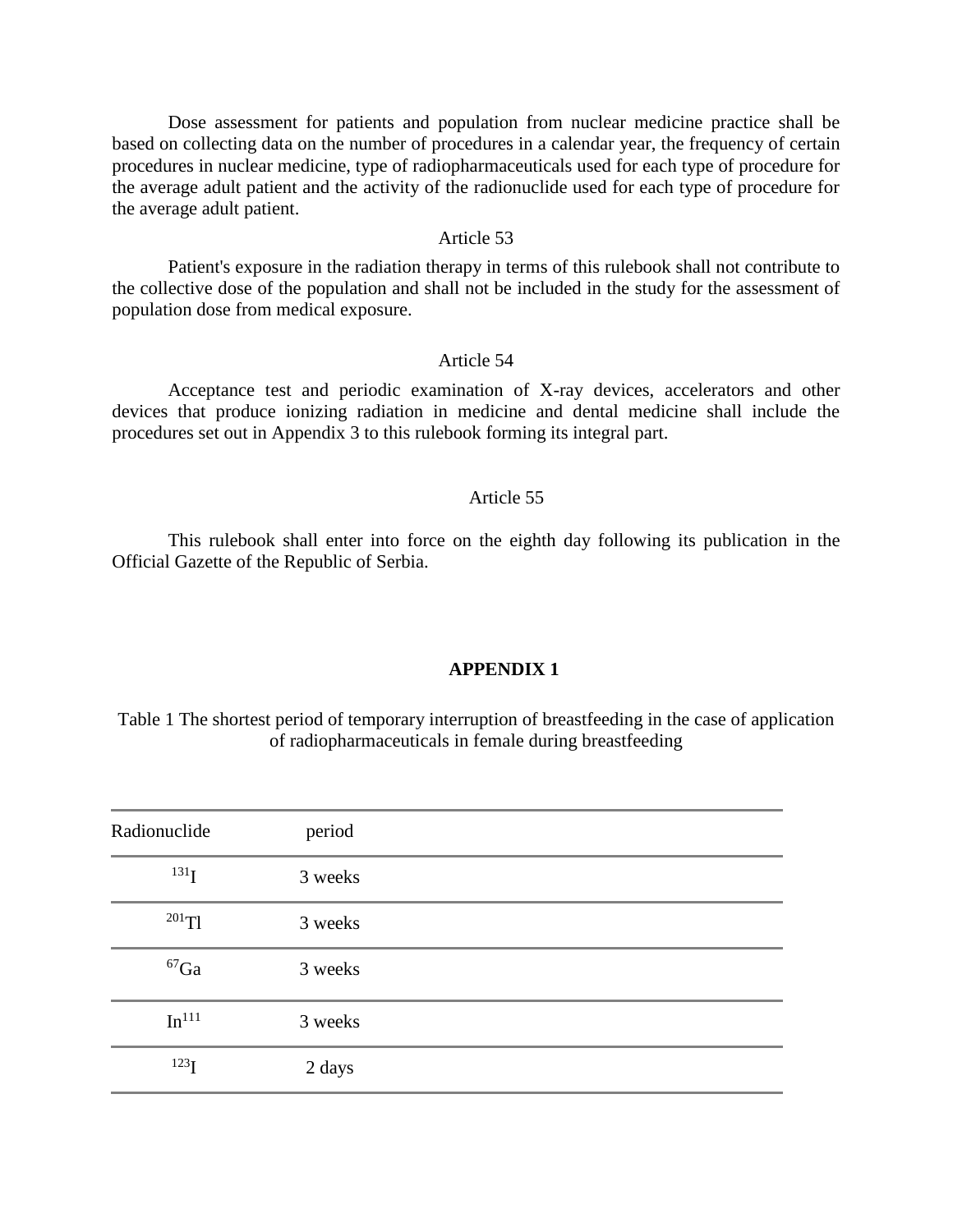Dose assessment for patients and population from nuclear medicine practice shall be based on collecting data on the number of procedures in a calendar year, the frequency of certain procedures in nuclear medicine, type of radiopharmaceuticals used for each type of procedure for the average adult patient and the activity of the radionuclide used for each type of procedure for the average adult patient.

Article 53

Patient's exposure in the radiation therapy in terms of this rulebook shall not contribute to the collective dose of the population and shall not be included in the study for the assessment of population dose from medical exposure.

Article 54

Acceptance test and periodic examination of X-ray devices, accelerators and other devices that produce ionizing radiation in medicine and dental medicine shall include the procedures set out in Appendix 3 to this rulebook forming its integral part.

Article 55

This rulebook shall enter into force on the eighth day following its publication in the Official Gazette of the Republic of Serbia.

**APPENDIX 1**

Table 1 The shortest period of temporary interruption of breastfeeding in the case of application of radiopharmaceuticals in female during breastfeeding

| Radionuclide | period |
|---|---|
| $^{131}I$ | 3 weeks |
| $^{201}Tl$ | 3 weeks |
| $^{67}Ga$ | 3 weeks |
| $In^{111}$ | 3 weeks |
| $^{123}I$ | 2 days |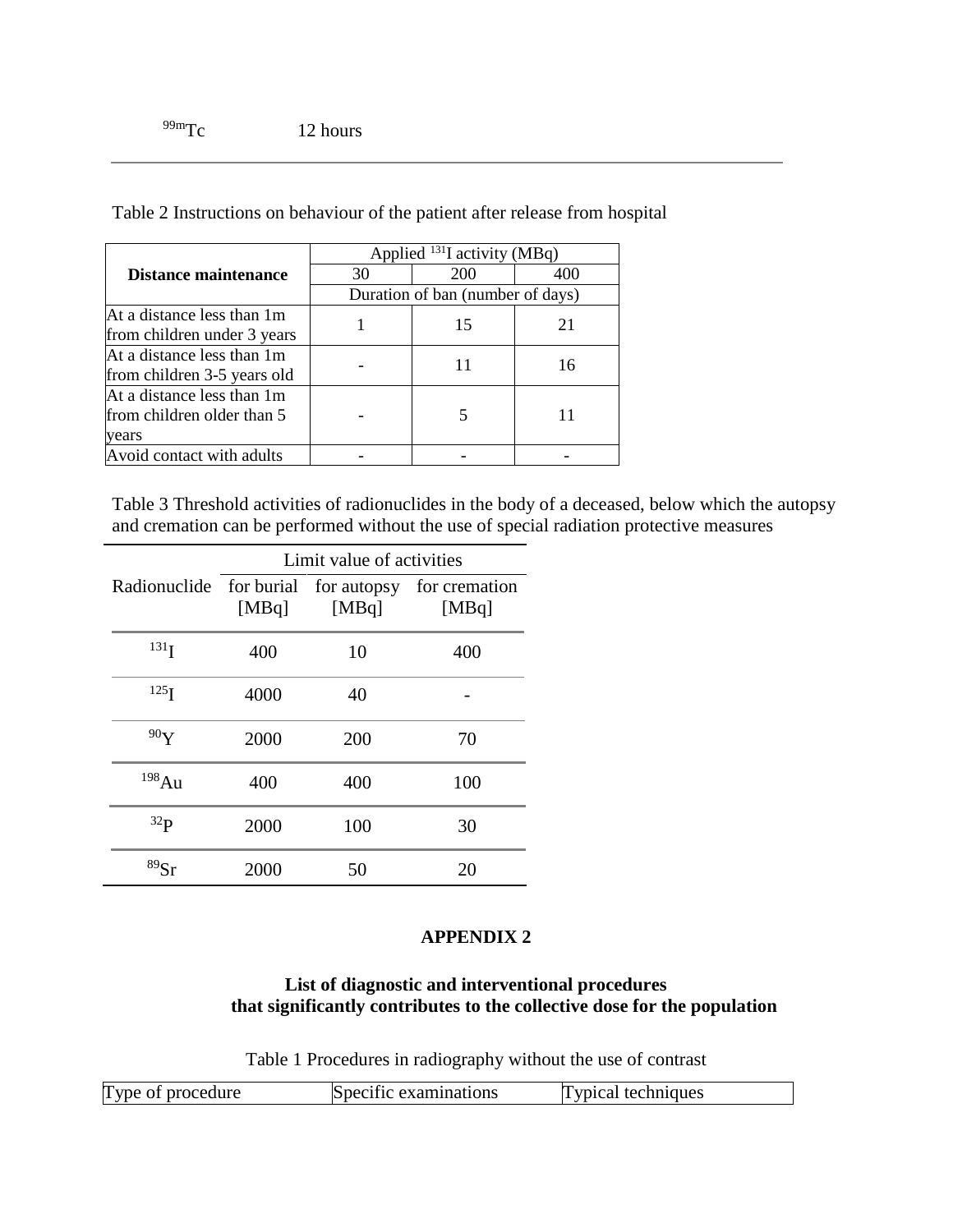| | |
|---|---|
| $^{99m}Tc$ | 12 hours |

Table 2 Instructions on behaviour of the patient after release from hospital

| Distance maintenance | Applied $^{131}I$ activity (MBq) | | |
|---|---|---|---|
| | 30 | 200 | 400 |
| | Duration of ban (number of days) | | |
| At a distance less than 1m from children under 3 years | 1 | 15 | 21 |
| At a distance less than 1m from children 3-5 years old | - | 11 | 16 |
| At a distance less than 1m from children older than 5 years | - | 5 | 11 |
| Avoid contact with adults | - | - | - |

Table 3 Threshold activities of radionuclides in the body of a deceased, below which the autopsy and cremation can be performed without the use of special radiation protective measures

| Radionuclide | Limit value of activities | | |
|---|---|---|---|
| | for burial [MBq] | for autopsy [MBq] | for cremation [MBq] |
| $^{131}I$ | 400 | 10 | 400 |
| $^{125}I$ | 4000 | 40 | - |
| $^{90}Y$ | 2000 | 200 | 70 |
| $^{198}Au$ | 400 | 400 | 100 |
| $^{32}P$ | 2000 | 100 | 30 |
| $^{89}Sr$ | 2000 | 50 | 20 |

## APPENDIX 2

### List of diagnostic and interventional procedures that significantly contributes to the collective dose for the population

Table 1 Procedures in radiography without the use of contrast

| Type of procedure | Specific examinations | Typical techniques |
|---|---|---|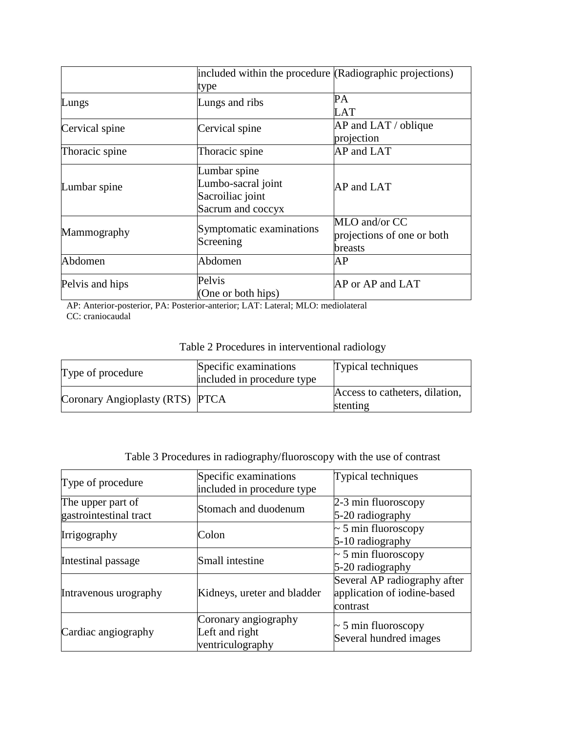|  | included within the procedure type | (Radiographic projections) |
|---|---|---|
| Lungs | Lungs and ribs | PA<br>LAT |
| Cervical spine | Cervical spine | AP and LAT / oblique projection |
| Thoracic spine | Thoracic spine | AP and LAT |
| Lumbar spine | Lumbar spine<br>Lumbo-sacral joint<br>Sacroiliac joint<br>Sacrum and coccyx | AP and LAT |
| Mammography | Symptomatic examinations<br>Screening | MLO and/or CC projections of one or both breasts |
| Abdomen | Abdomen | AP |
| Pelvis and hips | Pelvis<br>(One or both hips) | AP or AP and LAT |

AP: Anterior-posterior, PA: Posterior-anterior; LAT: Lateral; MLO: mediolateral
CC: craniocaudal

Table 2 Procedures in interventional radiology

| Type of procedure | Specific examinations included in procedure type | Typical techniques |
|---|---|---|
| Coronary Angioplasty (RTS) | PTCA | Access to catheters, dilation, stenting |

Table 3 Procedures in radiography/fluoroscopy with the use of contrast

| Type of procedure | Specific examinations included in procedure type | Typical techniques |
|---|---|---|
| The upper part of gastrointestinal tract | Stomach and duodenum | 2-3 min fluoroscopy<br>5-20 radiography |
| Irrigography | Colon | ~ 5 min fluoroscopy<br>5-10 radiography |
| Intestinal passage | Small intestine | ~ 5 min fluoroscopy<br>5-20 radiography |
| Intravenous urography | Kidneys, ureter and bladder | Several AP radiography after application of iodine-based contrast |
| Cardiac angiography | Coronary angiography<br>Left and right ventriculography | ~ 5 min fluoroscopy<br>Several hundred images |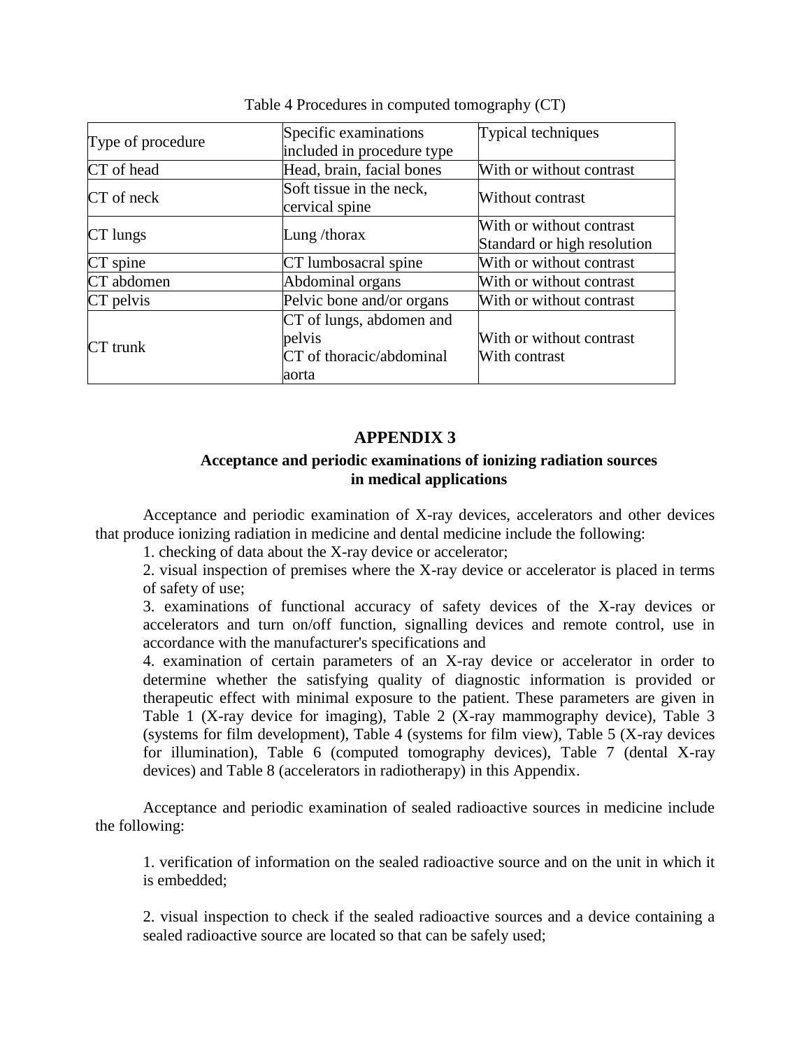Table 4 Procedures in computed tomography (CT)

| Type of procedure | Specific examinations included in procedure type | Typical techniques |
|---|---|---|
| CT of head | Head, brain, facial bones | With or without contrast |
| CT of neck | Soft tissue in the neck, cervical spine | Without contrast |
| CT lungs | Lung /thorax | With or without contrast<br>Standard or high resolution |
| CT spine | CT lumbosacral spine | With or without contrast |
| CT abdomen | Abdominal organs | With or without contrast |
| CT pelvis | Pelvic bone and/or organs | With or without contrast |
| CT trunk | CT of lungs, abdomen and pelvis<br>CT of thoracic/abdominal aorta | With or without contrast<br>With contrast |

## APPENDIX 3

### Acceptance and periodic examinations of ionizing radiation sources in medical applications

Acceptance and periodic examination of X-ray devices, accelerators and other devices that produce ionizing radiation in medicine and dental medicine include the following:

1. checking of data about the X-ray device or accelerator;
2. visual inspection of premises where the X-ray device or accelerator is placed in terms of safety of use;
3. examinations of functional accuracy of safety devices of the X-ray devices or accelerators and turn on/off function, signalling devices and remote control, use in accordance with the manufacturer's specifications and
4. examination of certain parameters of an X-ray device or accelerator in order to determine whether the satisfying quality of diagnostic information is provided or therapeutic effect with minimal exposure to the patient. These parameters are given in Table 1 (X-ray device for imaging), Table 2 (X-ray mammography device), Table 3 (systems for film development), Table 4 (systems for film view), Table 5 (X-ray devices for illumination), Table 6 (computed tomography devices), Table 7 (dental X-ray devices) and Table 8 (accelerators in radiotherapy) in this Appendix.

Acceptance and periodic examination of sealed radioactive sources in medicine include the following:

1. verification of information on the sealed radioactive source and on the unit in which it is embedded;

2. visual inspection to check if the sealed radioactive sources and a device containing a sealed radioactive source are located so that can be safely used;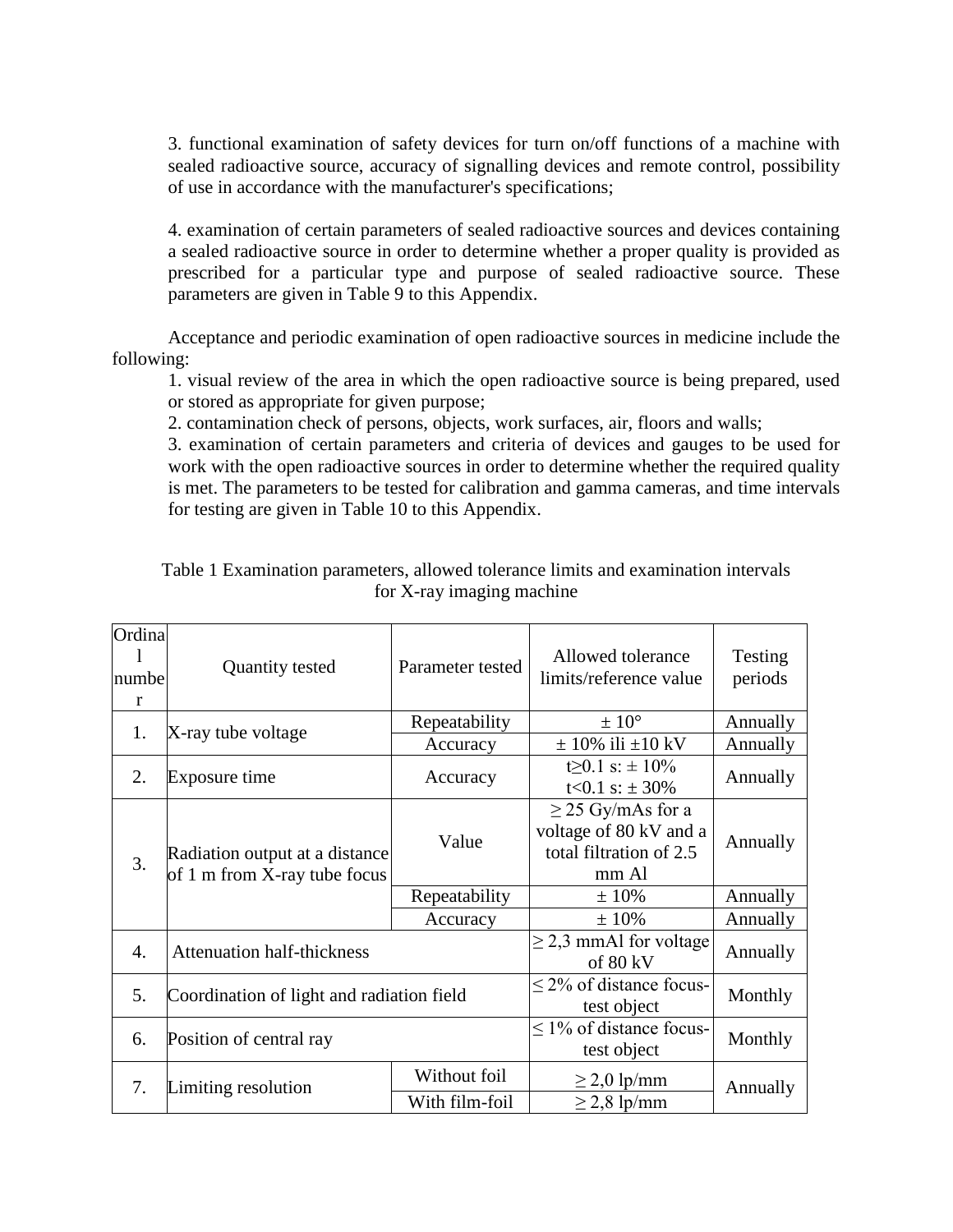3. functional examination of safety devices for turn on/off functions of a machine with sealed radioactive source, accuracy of signalling devices and remote control, possibility of use in accordance with the manufacturer's specifications;

4. examination of certain parameters of sealed radioactive sources and devices containing a sealed radioactive source in order to determine whether a proper quality is provided as prescribed for a particular type and purpose of sealed radioactive source. These parameters are given in Table 9 to this Appendix.

Acceptance and periodic examination of open radioactive sources in medicine include the following:

1. visual review of the area in which the open radioactive source is being prepared, used or stored as appropriate for given purpose;
2. contamination check of persons, objects, work surfaces, air, floors and walls;
3. examination of certain parameters and criteria of devices and gauges to be used for work with the open radioactive sources in order to determine whether the required quality is met. The parameters to be tested for calibration and gamma cameras, and time intervals for testing are given in Table 10 to this Appendix.

Table 1 Examination parameters, allowed tolerance limits and examination intervals for X-ray imaging machine

| Ordinal number | Quantity tested | Parameter tested | Allowed tolerance limits/reference value | Testing periods |
|---|---|---|---|---|
| 1. | X-ray tube voltage | Repeatability | ± 10° | Annually |
| | | Accuracy | ± 10% ili ±10 kV | Annually |
| 2. | Exposure time | Accuracy | t≥0.1 s: ± 10%<br>t<0.1 s: ± 30% | Annually |
| 3. | Radiation output at a distance of 1 m from X-ray tube focus | Value | ≥ 25 Gy/mAs for a voltage of 80 kV and a total filtration of 2.5 mm Al | Annually |
| | | Repeatability | ± 10% | Annually |
| | | Accuracy | ± 10% | Annually |
| 4. | Attenuation half-thickness | | ≥ 2,3 mmAl for voltage of 80 kV | Annually |
| 5. | Coordination of light and radiation field | | ≤ 2% of distance focus-test object | Monthly |
| 6. | Position of central ray | | ≤ 1% of distance focus-test object | Monthly |
| 7. | Limiting resolution | Without foil | ≥ 2,0 lp/mm | Annually |
| | | With film-foil | ≥ 2,8 lp/mm | |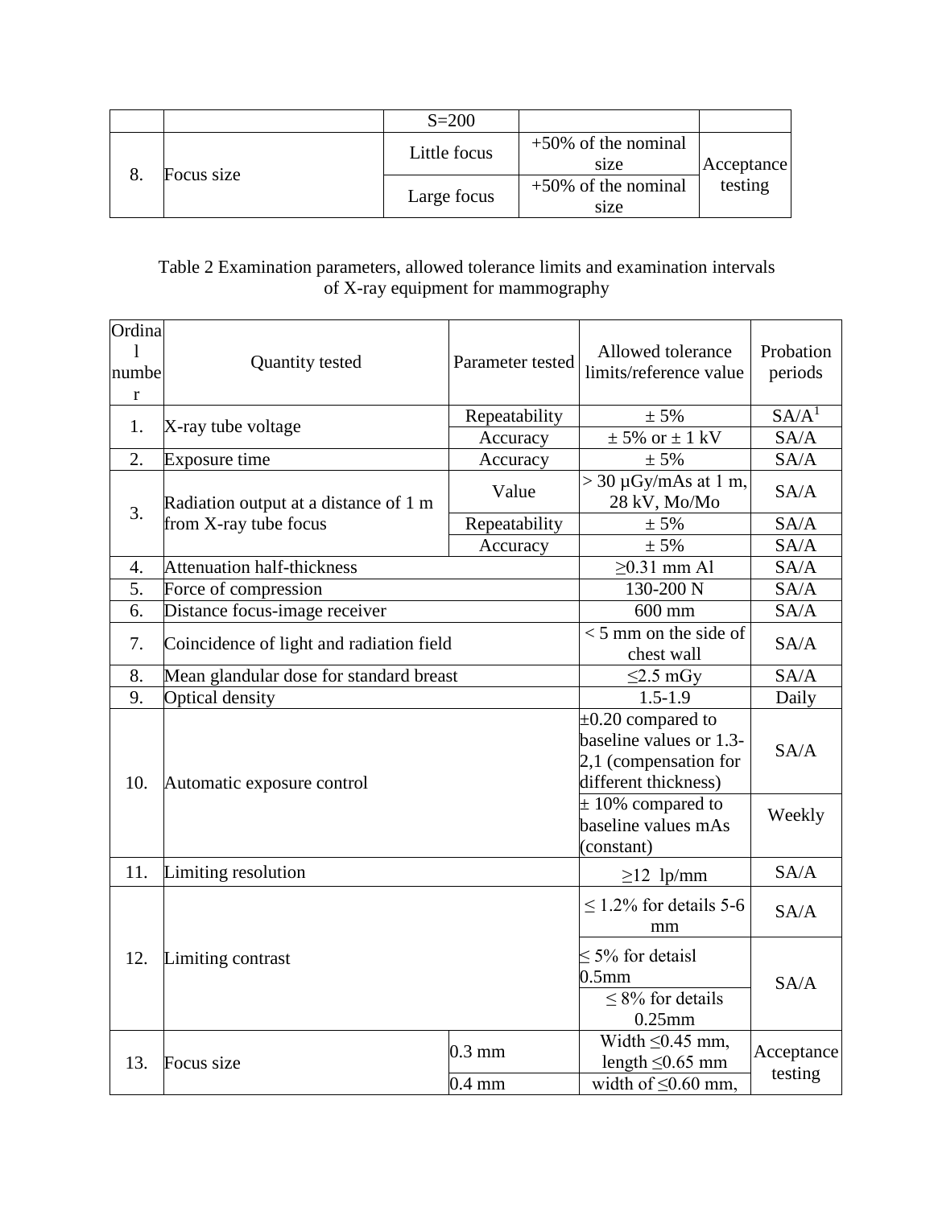| | | | | |
|---|---|---|---|---|
| | | S=200 | | |
| 8. | Focus size | Little focus | +50% of the nominal size | Acceptance testing |
| | | Large focus | +50% of the nominal size | |

Table 2 Examination parameters, allowed tolerance limits and examination intervals of X-ray equipment for mammography

| Ordinal number | Quantity tested | Parameter tested | Allowed tolerance limits/reference value | Probation periods |
|---|---|---|---|---|
| 1. | X-ray tube voltage | Repeatability | ± 5% | SA/A[1] |
| | | Accuracy | ± 5% or ± 1 kV | SA/A |
| 2. | Exposure time | Accuracy | ± 5% | SA/A |
| 3. | Radiation output at a distance of 1 m from X-ray tube focus | Value | > 30 μGy/mAs at 1 m, 28 kV, Mo/Mo | SA/A |
| | | Repeatability | ± 5% | SA/A |
| | | Accuracy | ± 5% | SA/A |
| 4. | Attenuation half-thickness | | ≥0.31 mm Al | SA/A |
| 5. | Force of compression | | 130-200 N | SA/A |
| 6. | Distance focus-image receiver | | 600 mm | SA/A |
| 7. | Coincidence of light and radiation field | | < 5 mm on the side of chest wall | SA/A |
| 8. | Mean glandular dose for standard breast | | ≤2.5 mGy | SA/A |
| 9. | Optical density | | 1.5-1.9 | Daily |
| 10. | Automatic exposure control | | ±0.20 compared to baseline values or 1.3-2,1 (compensation for different thickness) | SA/A |
| | | | ± 10% compared to baseline values mAs (constant) | Weekly |
| 11. | Limiting resolution | | ≥12 lp/mm | SA/A |
| 12. | Limiting contrast | | ≤ 1.2% for details 5-6 mm | SA/A |
| | | | ≤ 5% for detaisl 0.5mm | SA/A |
| | | | ≤ 8% for details 0.25mm | |
| 13. | Focus size | 0.3 mm | Width ≤0.45 mm, length ≤0.65 mm | Acceptance testing |
| | | 0.4 mm | width of ≤0.60 mm, | |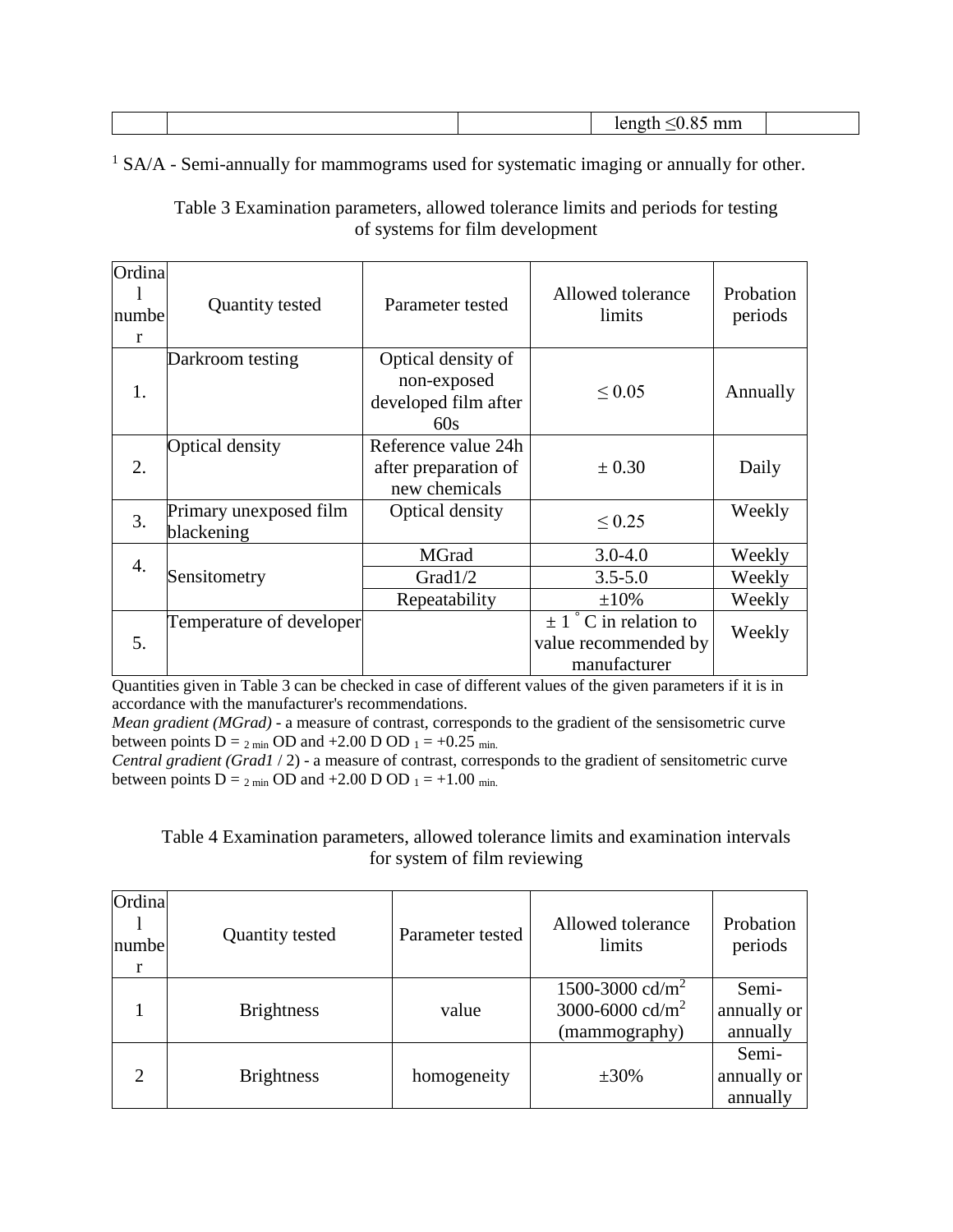| | | | length $\leq$0.85 mm | |
|---|---|---|---|---|

[1] SA/A - Semi-annually for mammograms used for systematic imaging or annually for other.

Table 3 Examination parameters, allowed tolerance limits and periods for testing of systems for film development

| Ordinal number | Quantity tested | Parameter tested | Allowed tolerance limits | Probation periods |
|---|---|---|---|---|
| 1. | Darkroom testing | Optical density of non-exposed developed film after 60s | $\leq$ 0.05 | Annually |
| 2. | Optical density | Reference value 24h after preparation of new chemicals | ± 0.30 | Daily |
| 3. | Primary unexposed film blackening | Optical density | $\leq$ 0.25 | Weekly |
| 4. | Sensitometry | MGrad | 3.0-4.0 | Weekly |
| | | Grad1/2 | 3.5-5.0 | Weekly |
| | | Repeatability | ±10% | Weekly |
| 5. | Temperature of developer | | ± 1 °C in relation to value recommended by manufacturer | Weekly |

Quantities given in Table 3 can be checked in case of different values of the given parameters if it is in accordance with the manufacturer's recommendations.

*Mean gradient (MGrad)* - a measure of contrast, corresponds to the gradient of the sensisometric curve between points $D = _{2\ min}$ OD and +2.00 D OD $_1$ = +0.25 $_{min.}$

*Central gradient (Grad1* / 2) - a measure of contrast, corresponds to the gradient of sensitometric curve between points $D = _{2\ min}$ OD and +2.00 D OD $_1$ = +1.00 $_{min.}$

Table 4 Examination parameters, allowed tolerance limits and examination intervals for system of film reviewing

| Ordinal number | Quantity tested | Parameter tested | Allowed tolerance limits | Probation periods |
|---|---|---|---|---|
| 1 | Brightness | value | 1500-3000 cd/m$^2$ 3000-6000 cd/m$^2$ (mammography) | Semi-annually or annually |
| 2 | Brightness | homogeneity | ±30% | Semi-annually or annually |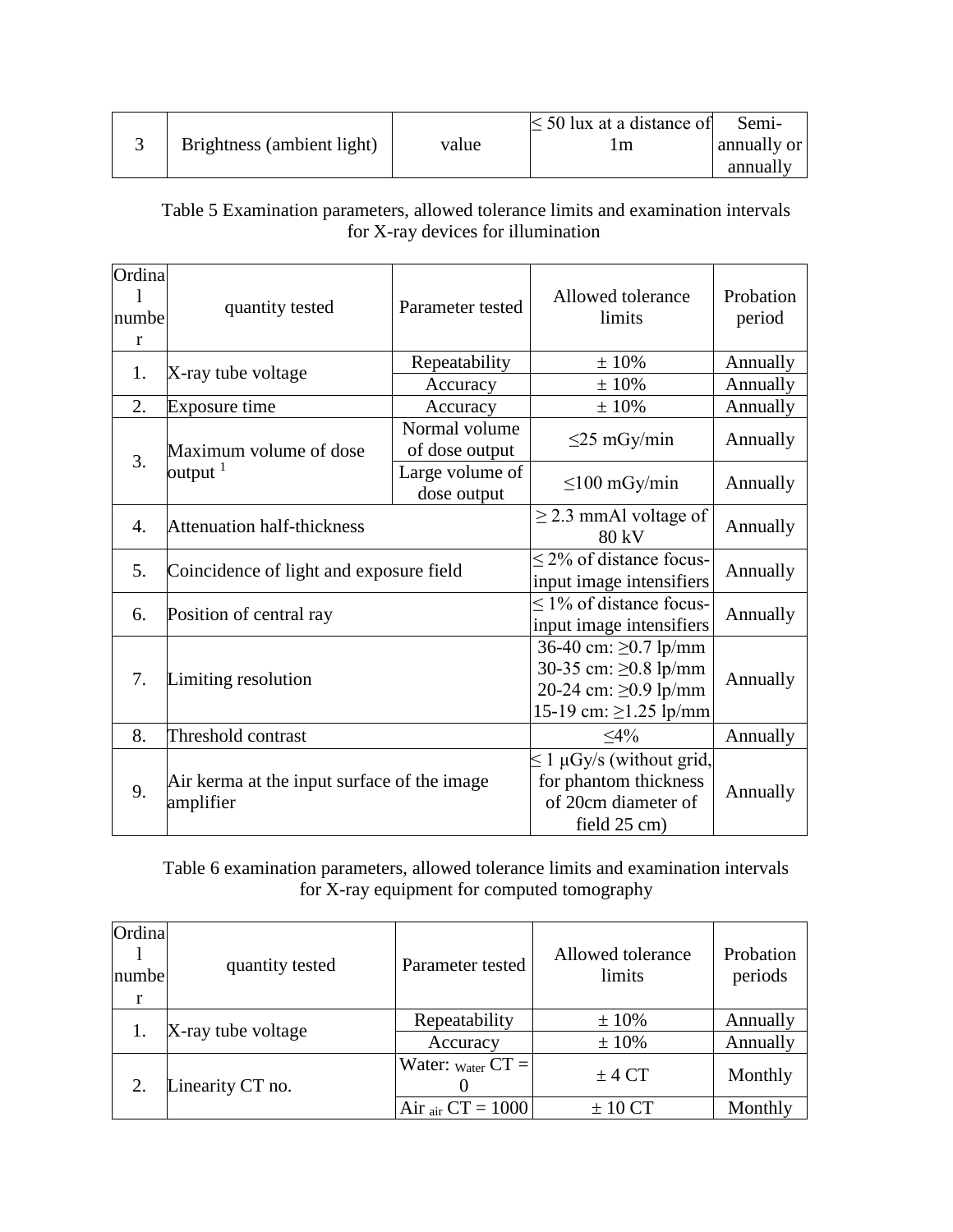| 3 | Brightness (ambient light) | value | ≤ 50 lux at a distance of 1m | Semi-annually or annually |
|---|---|---|---|---|

Table 5 Examination parameters, allowed tolerance limits and examination intervals for X-ray devices for illumination

| Ordinal number | quantity tested | Parameter tested | Allowed tolerance limits | Probation period |
|---|---|---|---|---|
| 1. | X-ray tube voltage | Repeatability | ± 10% | Annually |
| | | Accuracy | ± 10% | Annually |
| 2. | Exposure time | Accuracy | ± 10% | Annually |
| 3. | Maximum volume of dose output [1] | Normal volume of dose output | ≤25 mGy/min | Annually |
| | | Large volume of dose output | ≤100 mGy/min | Annually |
| 4. | Attenuation half-thickness | | ≥ 2.3 mmAl voltage of 80 kV | Annually |
| 5. | Coincidence of light and exposure field | | ≤ 2% of distance focus-input image intensifiers | Annually |
| 6. | Position of central ray | | ≤ 1% of distance focus-input image intensifiers | Annually |
| 7. | Limiting resolution | | 36-40 cm: ≥0.7 lp/mm<br>30-35 cm: ≥0.8 lp/mm<br>20-24 cm: ≥0.9 lp/mm<br>15-19 cm: ≥1.25 lp/mm | Annually |
| 8. | Threshold contrast | | ≤4% | Annually |
| 9. | Air kerma at the input surface of the image amplifier | | ≤ 1 μGy/s (without grid, for phantom thickness of 20cm diameter of field 25 cm) | Annually |

Table 6 examination parameters, allowed tolerance limits and examination intervals for X-ray equipment for computed tomography

| Ordinal number | quantity tested | Parameter tested | Allowed tolerance limits | Probation periods |
|---|---|---|---|---|
| 1. | X-ray tube voltage | Repeatability | ± 10% | Annually |
| | | Accuracy | ± 10% | Annually |
| 2. | Linearity CT no. | Water: $_{Water}$ CT = 0 | ± 4 CT | Monthly |
| | | Air $_{air}$ CT = 1000 | ± 10 CT | Monthly |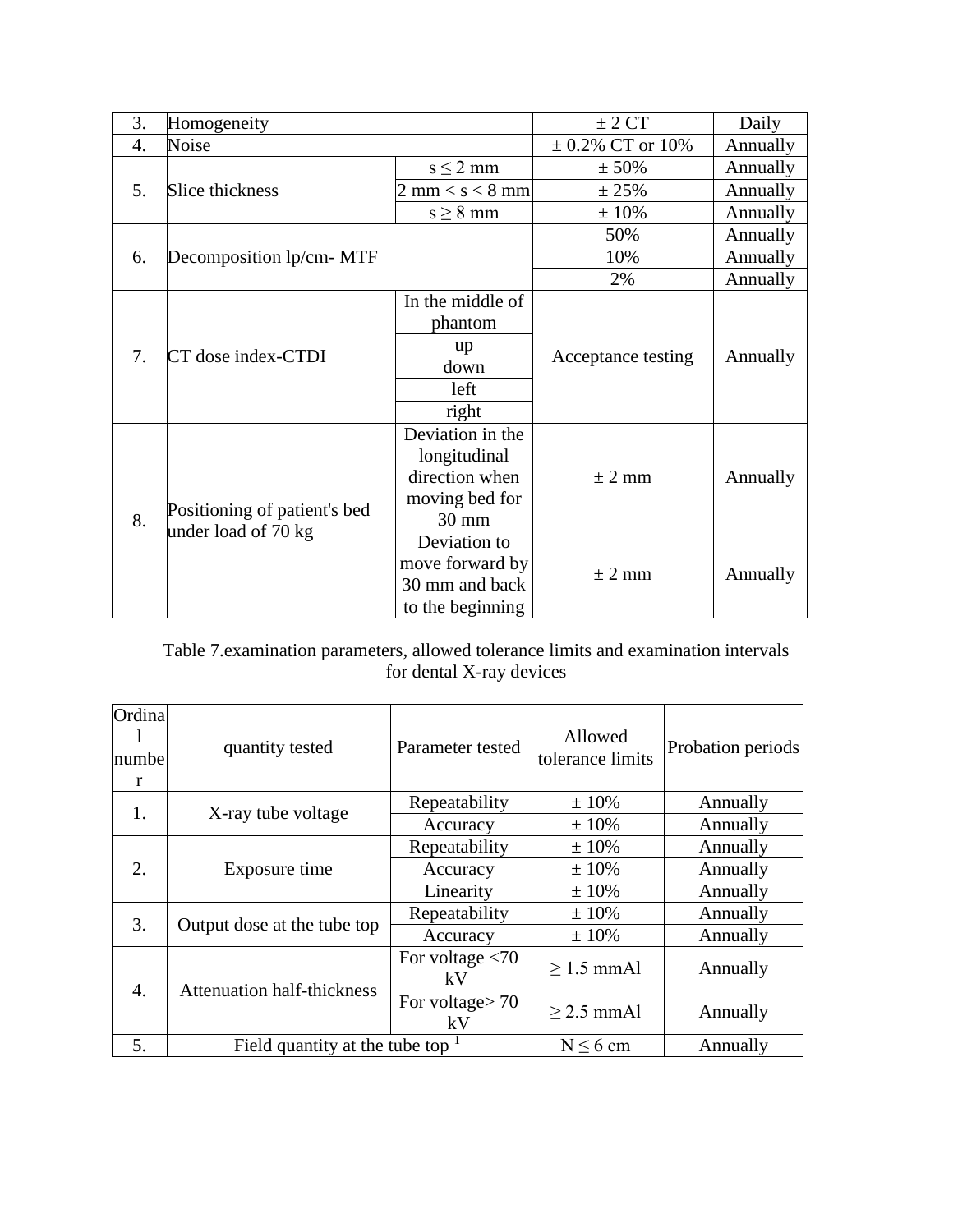| | | | | |
|---|---|---|---|---|
| 3. | Homogeneity | | ± 2 CT | Daily |
| 4. | Noise | | ± 0.2% CT or 10% | Annually |
| 5. | Slice thickness | s ≤ 2 mm | ± 50% | Annually |
| | | 2 mm < s < 8 mm | ± 25% | Annually |
| | | s ≥ 8 mm | ± 10% | Annually |
| 6. | Decomposition lp/cm- MTF | | 50% | Annually |
| | | | 10% | Annually |
| | | | 2% | Annually |
| 7. | CT dose index-CTDI | In the middle of phantom | Acceptance testing | Annually |
| | | up | | |
| | | down | | |
| | | left | | |
| | | right | | |
| 8. | Positioning of patient's bed under load of 70 kg | Deviation in the longitudinal direction when moving bed for 30 mm | ± 2 mm | Annually |
| | | Deviation to move forward by 30 mm and back to the beginning | ± 2 mm | Annually |

Table 7.examination parameters, allowed tolerance limits and examination intervals for dental X-ray devices

| Ordinal number | quantity tested | Parameter tested | Allowed tolerance limits | Probation periods |
|---|---|---|---|---|
| 1. | X-ray tube voltage | Repeatability | ± 10% | Annually |
| | | Accuracy | ± 10% | Annually |
| 2. | Exposure time | Repeatability | ± 10% | Annually |
| | | Accuracy | ± 10% | Annually |
| | | Linearity | ± 10% | Annually |
| 3. | Output dose at the tube top | Repeatability | ± 10% | Annually |
| | | Accuracy | ± 10% | Annually |
| 4. | Attenuation half-thickness | For voltage <70 kV | ≥ 1.5 mmAl | Annually |
| | | For voltage> 70 kV | ≥ 2.5 mmAl | Annually |
| 5. | Field quantity at the tube top [1] | | N ≤ 6 cm | Annually |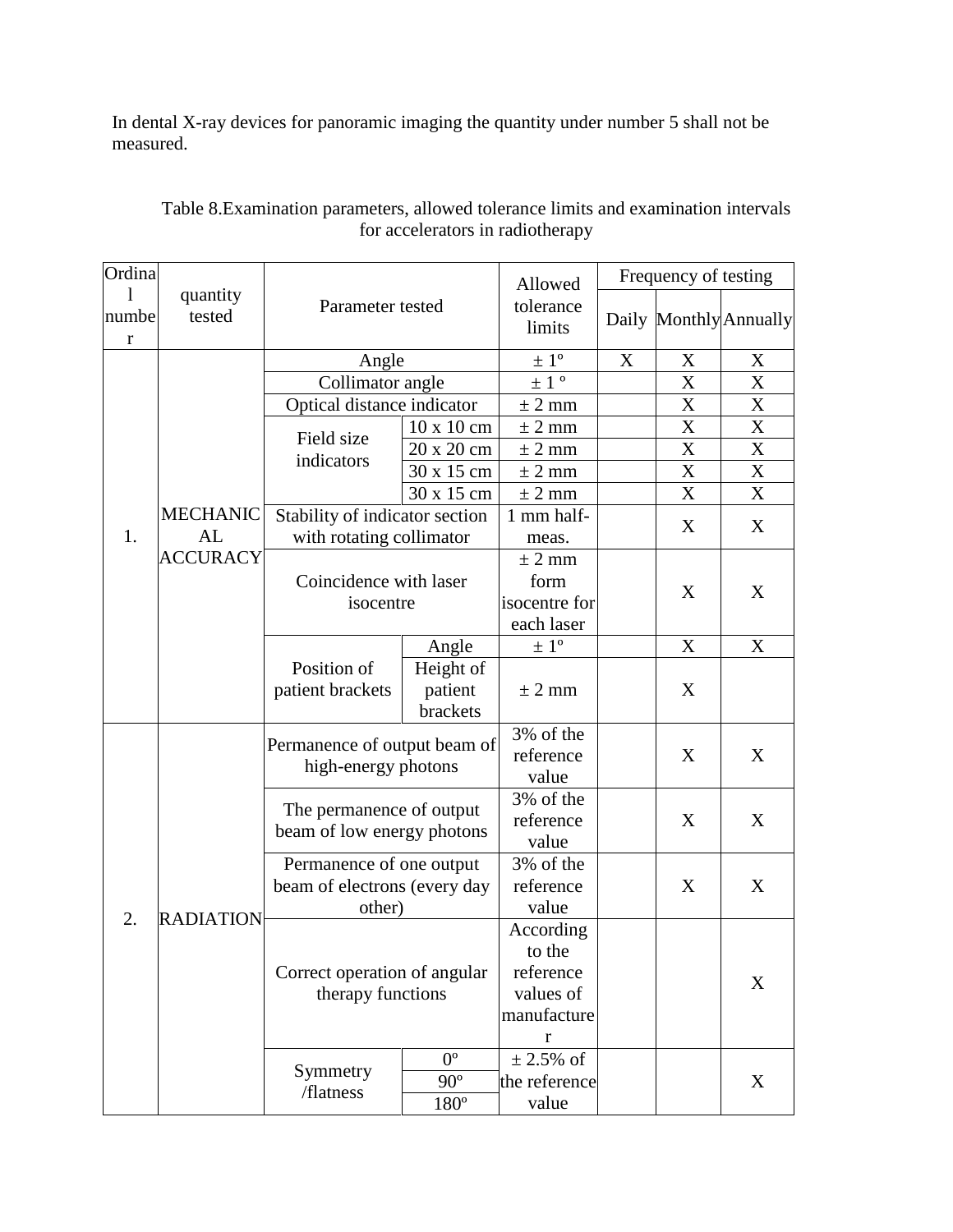In dental X-ray devices for panoramic imaging the quantity under number 5 shall not be measured.

Table 8.Examination parameters, allowed tolerance limits and examination intervals for accelerators in radiotherapy

| Ordinal number | quantity tested | Parameter tested | | Allowed tolerance limits | Frequency of testing | | |
|---|---|---|---|---|---|---|---|
| | | | | | Daily | Monthly | Annually |
| 1. | MECHANICAL ACCURACY | Angle | | ± 1º | X | X | X |
| | | Collimator angle | | ± 1 º | | X | X |
| | | Optical distance indicator | | ± 2 mm | | X | X |
| | | Field size indicators | 10 x 10 cm | ± 2 mm | | X | X |
| | | | 20 x 20 cm | ± 2 mm | | X | X |
| | | | 30 x 15 cm | ± 2 mm | | X | X |
| | | | 30 x 15 cm | ± 2 mm | | X | X |
| | | Stability of indicator section with rotating collimator | | 1 mm half-meas. | | X | X |
| | | Coincidence with laser isocentre | | ± 2 mm form isocentre for each laser | | X | X |
| | | Position of patient brackets | Angle | ± 1º | | X | X |
| | | | Height of patient brackets | ± 2 mm | | X | |
| 2. | RADIATION | Permanence of output beam of high-energy photons | | 3% of the reference value | | X | X |
| | | The permanence of output beam of low energy photons | | 3% of the reference value | | X | X |
| | | Permanence of one output beam of electrons (every day other) | | 3% of the reference value | | X | X |
| | | Correct operation of angular therapy functions | | According to the reference values of manufacturer | | | X |
| | | Symmetry /flatness | 0º | ± 2.5% of the reference value | | | X |
| | | | 90º | | | | |
| | | | 180º | | | | |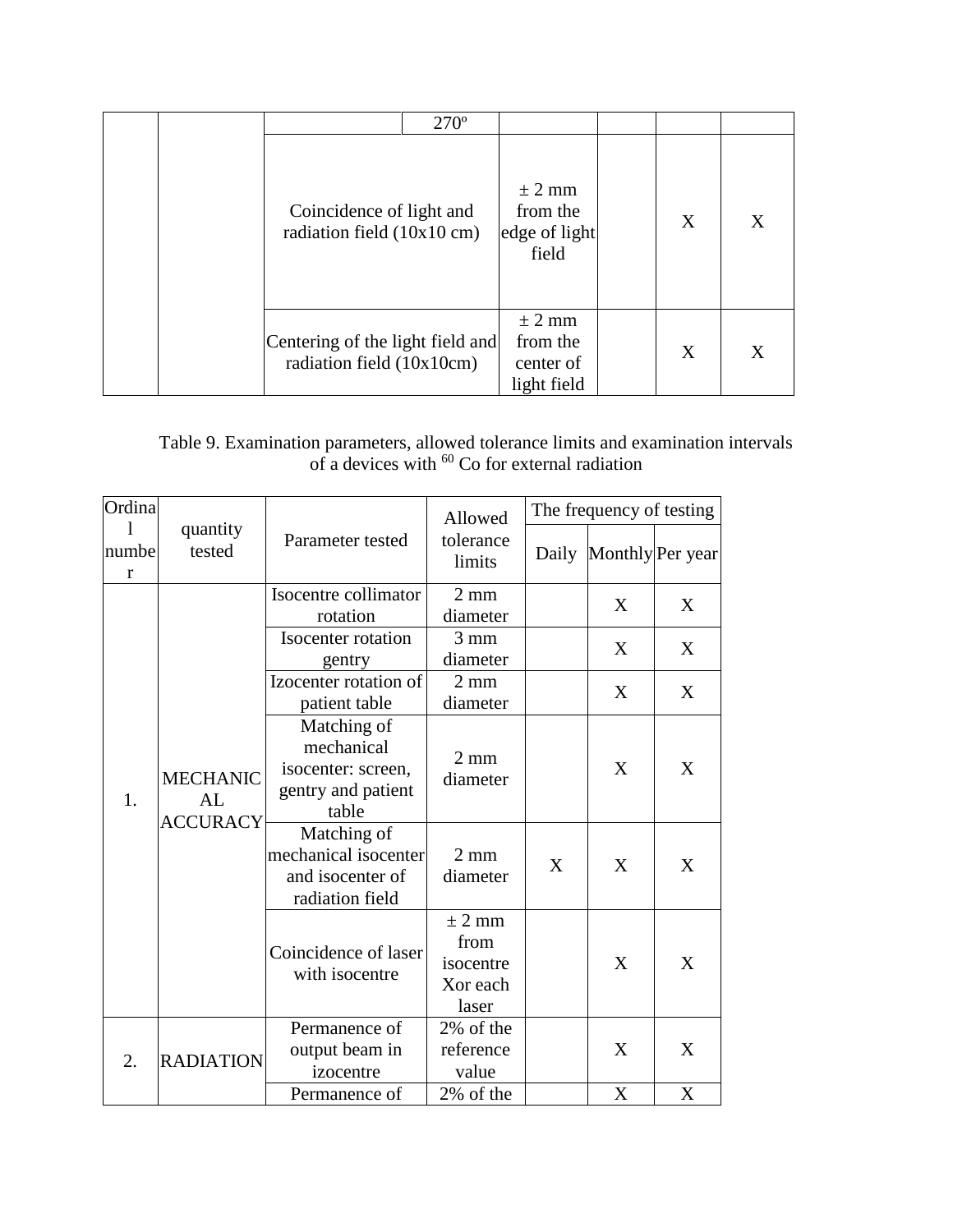| | | | 270º | | | | |
|---|---|---|---|---|---|---|---|
| | | Coincidence of light and radiation field (10x10 cm) | | ± 2 mm from the edge of light field | | X | X |
| | | Centering of the light field and radiation field (10x10cm) | | ± 2 mm from the center of light field | | X | X |

Table 9. Examination parameters, allowed tolerance limits and examination intervals of a devices with $^{60}$ Co for external radiation

| Ordinal number | quantity tested | Parameter tested | Allowed tolerance limits | The frequency of testing | | |
|---|---|---|---|---|---|---|
| | | | | Daily | Monthly | Per year |
| 1. | MECHANICAL ACCURACY | Isocentre collimator rotation | 2 mm diameter | | X | X |
| | | Isocenter rotation gentry | 3 mm diameter | | X | X |
| | | Izocenter rotation of patient table | 2 mm diameter | | X | X |
| | | Matching of mechanical isocenter: screen, gentry and patient table | 2 mm diameter | | X | X |
| | | Matching of mechanical isocenter and isocenter of radiation field | 2 mm diameter | X | X | X |
| | | Coincidence of laser with isocentre | ± 2 mm from isocentre Xor each laser | | X | X |
| 2. | RADIATION | Permanence of output beam in izocentre | 2% of the reference value | | X | X |
| | | Permanence of | 2% of the | | X | X |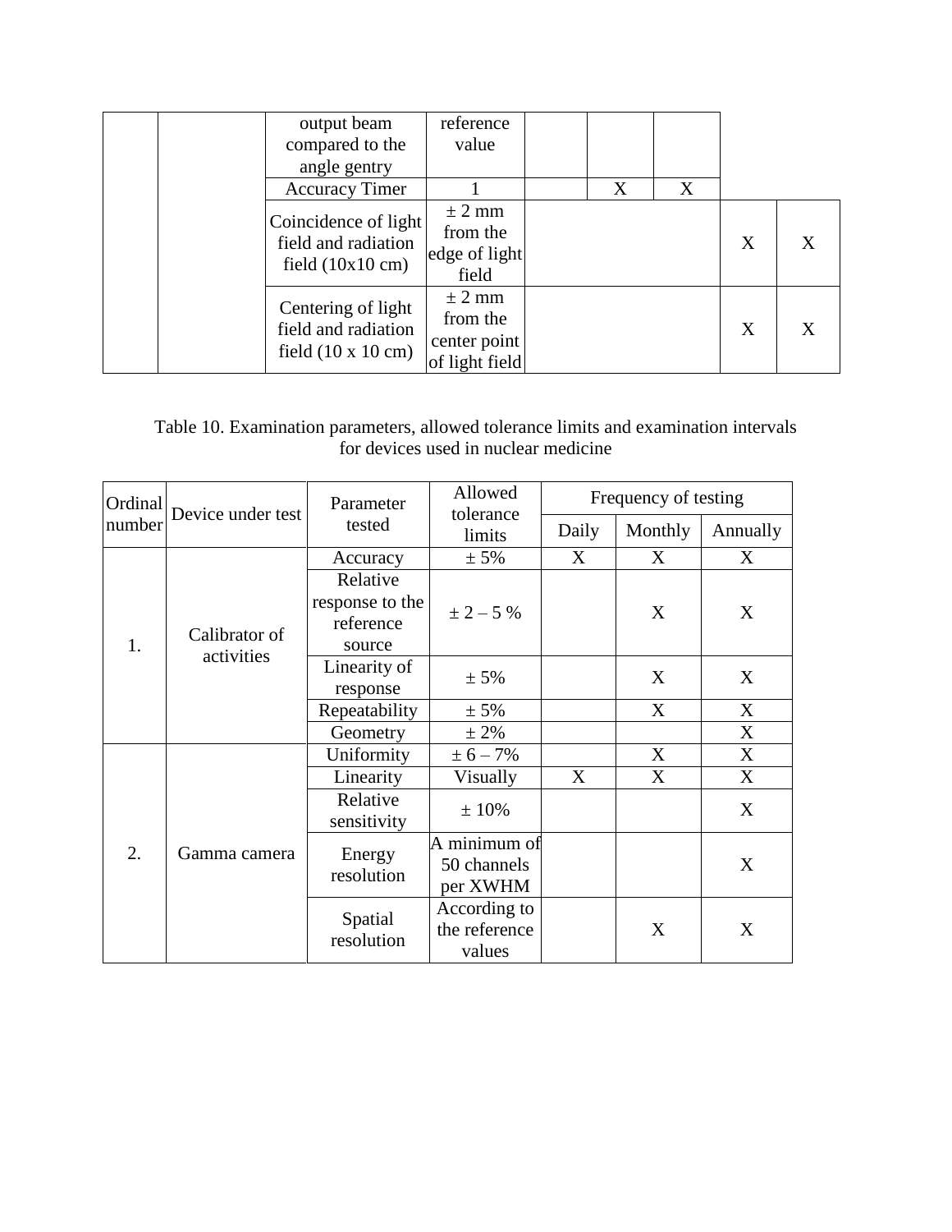| | | | | | | | | |
|---|---|---|---|---|---|---|---|---|
| | | output beam compared to the angle gentry | reference value | | | | | |
| | | Accuracy Timer | 1 | | X | X | | |
| | | Coincidence of light field and radiation field (10x10 cm) | ± 2 mm from the edge of light field | | | | X | X |
| | | Centering of light field and radiation field (10 x 10 cm) | ± 2 mm from the center point of light field | | | | X | X |

Table 10. Examination parameters, allowed tolerance limits and examination intervals for devices used in nuclear medicine

| Ordinal number | Device under test | Parameter tested | Allowed tolerance limits | Frequency of testing | | |
|---|---|---|---|---|---|---|
| | | | | Daily | Monthly | Annually |
| 1. | Calibrator of activities | Accuracy | ± 5% | X | X | X |
| | | Relative response to the reference source | ± 2 – 5 % | | X | X |
| | | Linearity of response | ± 5% | | X | X |
| | | Repeatability | ± 5% | | X | X |
| | | Geometry | ± 2% | | | X |
| 2. | Gamma camera | Uniformity | ± 6 – 7% | | X | X |
| | | Linearity | Visually | X | X | X |
| | | Relative sensitivity | ± 10% | | | X |
| | | Energy resolution | A minimum of 50 channels per XWHM | | | X |
| | | Spatial resolution | According to the reference values | | X | X |